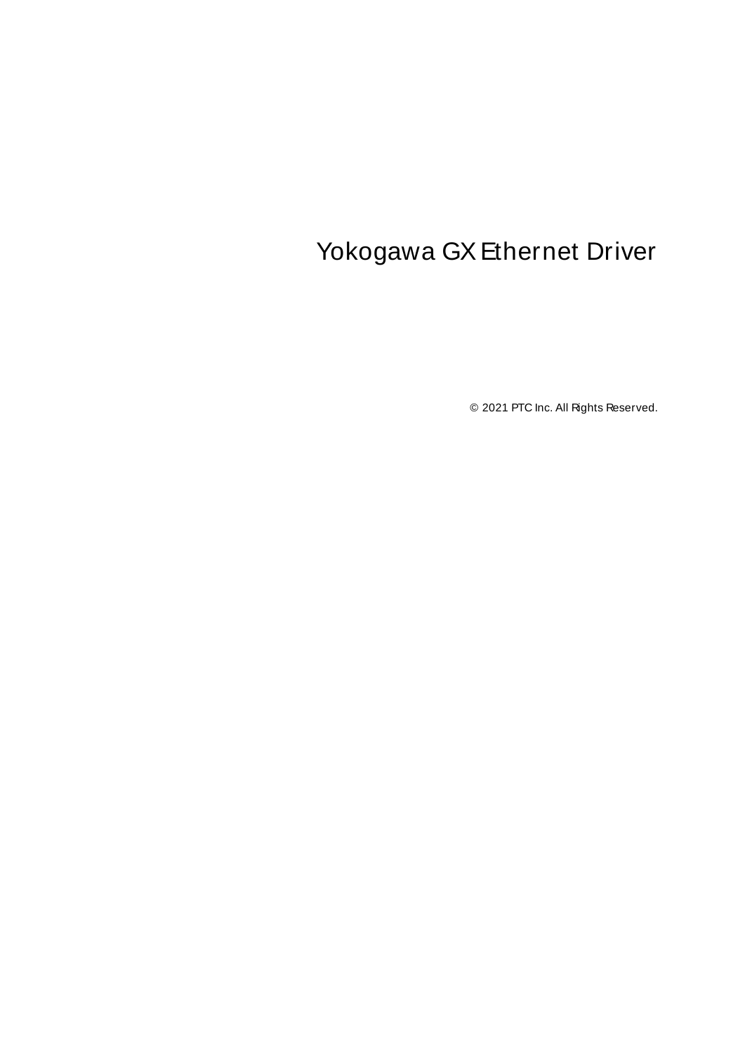# Yokogawa GX Ethernet Driver

© 2021 PTC Inc. All Rights Reserved.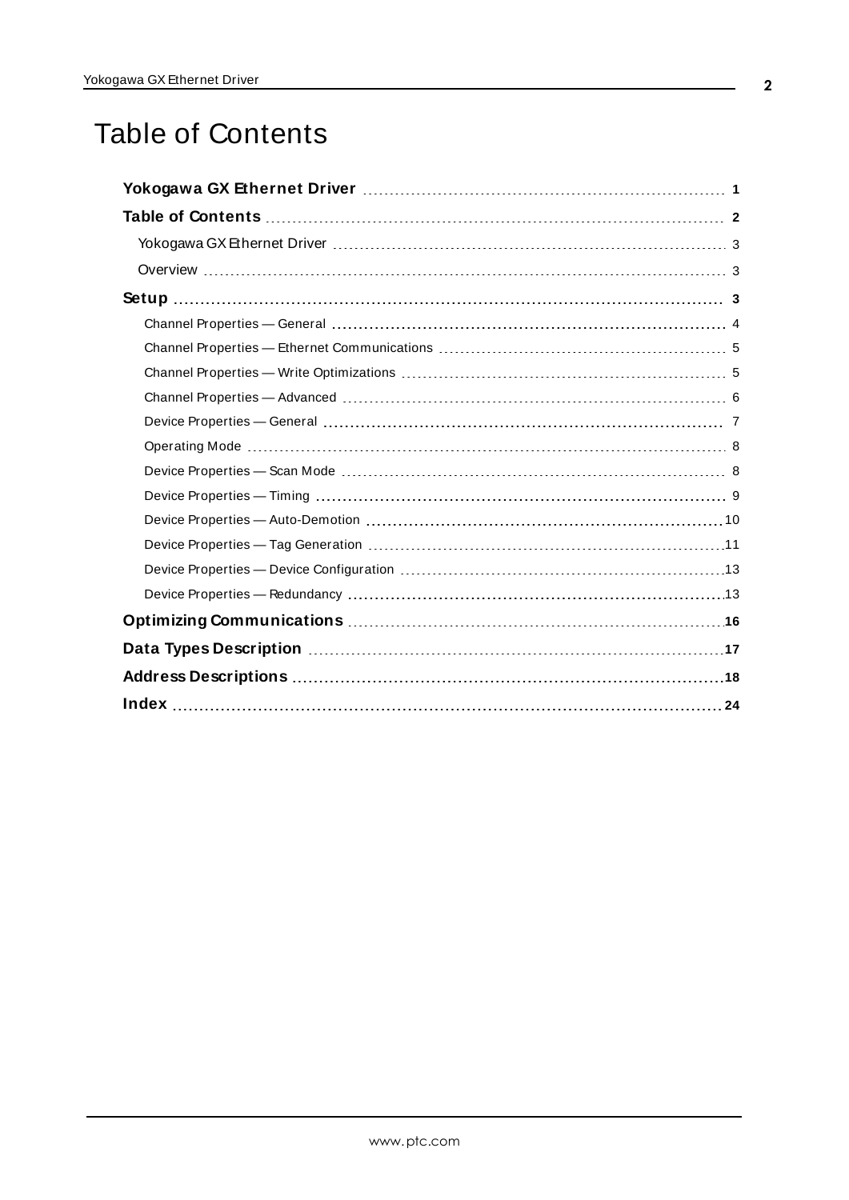# Table of Contents

**Yokogawa GX Ethernet Driver** ..... **1**

**Table of Contents** ..... **2**

- Yokogawa GX Ethernet Driver ..... 3
- Overview ..... 3

**Setup** ..... **3**

- Channel Properties — General ..... 4
- Channel Properties — Ethernet Communications ..... 5
- Channel Properties — Write Optimizations ..... 5
- Channel Properties — Advanced ..... 6
- Device Properties — General ..... 7
- Operating Mode ..... 8
- Device Properties — Scan Mode ..... 8
- Device Properties — Timing ..... 9
- Device Properties — Auto-Demotion ..... 10
- Device Properties — Tag Generation ..... 11
- Device Properties — Device Configuration ..... 13
- Device Properties — Redundancy ..... 13

**Optimizing Communications** ..... **16**

**Data Types Description** ..... **17**

**Address Descriptions** ..... **18**

**Index** ..... **24**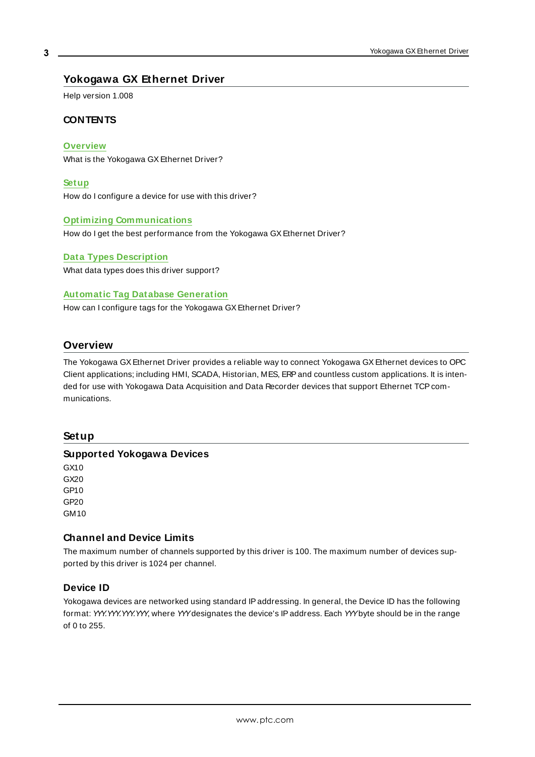# Yokogawa GX Ethernet Driver

Help version 1.008

**CONTENTS**

**Overview**
What is the Yokogawa GX Ethernet Driver?

**Setup**
How do I configure a device for use with this driver?

**Optimizing Communications**
How do I get the best performance from the Yokogawa GX Ethernet Driver?

**Data Types Description**
What data types does this driver support?

**Automatic Tag Database Generation**
How can I configure tags for the Yokogawa GX Ethernet Driver?

## Overview

The Yokogawa GX Ethernet Driver provides a reliable way to connect Yokogawa GX Ethernet devices to OPC Client applications; including HMI, SCADA, Historian, MES, ERP and countless custom applications. It is intended for use with Yokogawa Data Acquisition and Data Recorder devices that support Ethernet TCP communications.

## Setup

### Supported Yokogawa Devices

GX10
GX20
GP10
GP20
GM10

### Channel and Device Limits

The maximum number of channels supported by this driver is 100. The maximum number of devices supported by this driver is 1024 per channel.

### Device ID

Yokogawa devices are networked using standard IP addressing. In general, the Device ID has the following format: *YYY.YYY.YYY.YYY*, where *YYY* designates the device's IP address. Each *YYY* byte should be in the range of 0 to 255.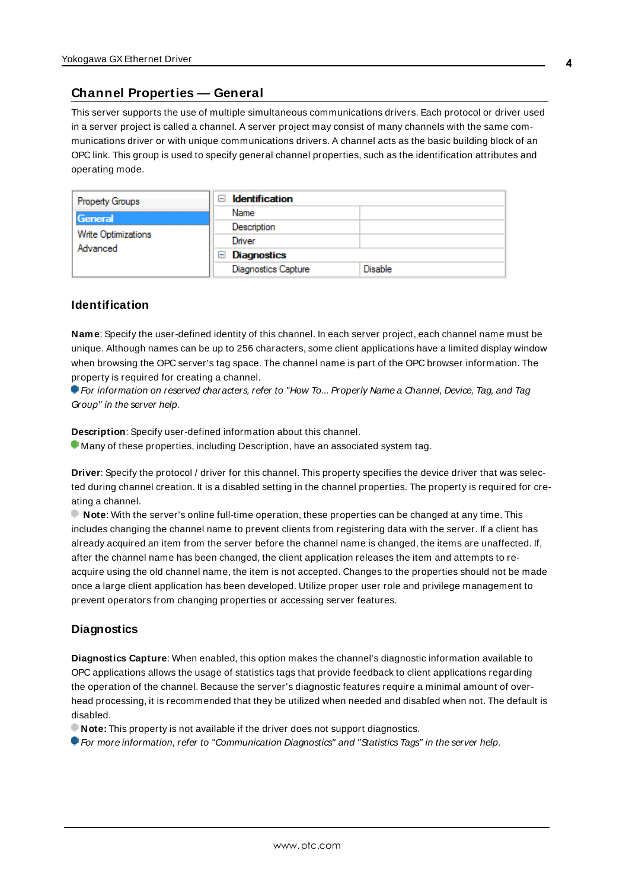## Channel Properties — General

This server supports the use of multiple simultaneous communications drivers. Each protocol or driver used in a server project is called a channel. A server project may consist of many channels with the same communications driver or with unique communications drivers. A channel acts as the basic building block of an OPC link. This group is used to specify general channel properties, such as the identification attributes and operating mode.

| Property Groups | Identification | |
|---|---|---|
| **General** | Name | |
| Write Optimizations | Description | |
| Advanced | Driver | |
| | **Diagnostics** | |
| | Diagnostics Capture | Disable |

### Identification

**Name**: Specify the user-defined identity of this channel. In each server project, each channel name must be unique. Although names can be up to 256 characters, some client applications have a limited display window when browsing the OPC server's tag space. The channel name is part of the OPC browser information. The property is required for creating a channel.

*For information on reserved characters, refer to "How To... Properly Name a Channel, Device, Tag, and Tag Group" in the server help.*

**Description**: Specify user-defined information about this channel.

Many of these properties, including Description, have an associated system tag.

**Driver**: Specify the protocol / driver for this channel. This property specifies the device driver that was selected during channel creation. It is a disabled setting in the channel properties. The property is required for creating a channel.

**Note**: With the server's online full-time operation, these properties can be changed at any time. This includes changing the channel name to prevent clients from registering data with the server. If a client has already acquired an item from the server before the channel name is changed, the items are unaffected. If, after the channel name has been changed, the client application releases the item and attempts to re-acquire using the old channel name, the item is not accepted. Changes to the properties should not be made once a large client application has been developed. Utilize proper user role and privilege management to prevent operators from changing properties or accessing server features.

### Diagnostics

**Diagnostics Capture**: When enabled, this option makes the channel's diagnostic information available to OPC applications allows the usage of statistics tags that provide feedback to client applications regarding the operation of the channel. Because the server's diagnostic features require a minimal amount of overhead processing, it is recommended that they be utilized when needed and disabled when not. The default is disabled.

**Note:** This property is not available if the driver does not support diagnostics.

*For more information, refer to "Communication Diagnostics" and "Statistics Tags" in the server help.*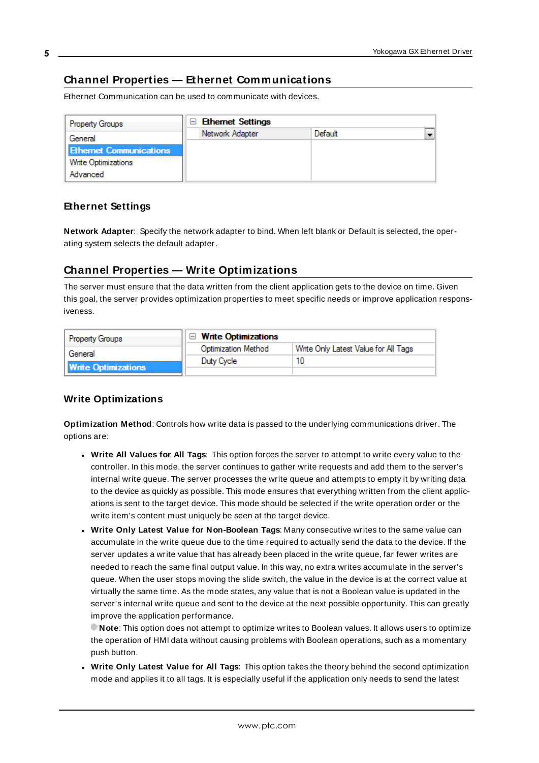## Channel Properties — Ethernet Communications

Ethernet Communication can be used to communicate with devices.

| Property Groups | Ethernet Settings | |
|---|---|---|
| General | Network Adapter | Default |
| Ethernet Communications | | |
| Write Optimizations | | |
| Advanced | | |

### Ethernet Settings

**Network Adapter**: Specify the network adapter to bind. When left blank or Default is selected, the operating system selects the default adapter.

## Channel Properties — Write Optimizations

The server must ensure that the data written from the client application gets to the device on time. Given this goal, the server provides optimization properties to meet specific needs or improve application responsiveness.

| Property Groups | Write Optimizations | |
|---|---|---|
| General | Optimization Method | Write Only Latest Value for All Tags |
| Write Optimizations | Duty Cycle | 10 |

### Write Optimizations

**Optimization Method**: Controls how write data is passed to the underlying communications driver. The options are:

- **Write All Values for All Tags**: This option forces the server to attempt to write every value to the controller. In this mode, the server continues to gather write requests and add them to the server's internal write queue. The server processes the write queue and attempts to empty it by writing data to the device as quickly as possible. This mode ensures that everything written from the client applications is sent to the target device. This mode should be selected if the write operation order or the write item's content must uniquely be seen at the target device.
- **Write Only Latest Value for Non-Boolean Tags**: Many consecutive writes to the same value can accumulate in the write queue due to the time required to actually send the data to the device. If the server updates a write value that has already been placed in the write queue, far fewer writes are needed to reach the same final output value. In this way, no extra writes accumulate in the server's queue. When the user stops moving the slide switch, the value in the device is at the correct value at virtually the same time. As the mode states, any value that is not a Boolean value is updated in the server's internal write queue and sent to the device at the next possible opportunity. This can greatly improve the application performance.
  **Note**: This option does not attempt to optimize writes to Boolean values. It allows users to optimize the operation of HMI data without causing problems with Boolean operations, such as a momentary push button.
- **Write Only Latest Value for All Tags**: This option takes the theory behind the second optimization mode and applies it to all tags. It is especially useful if the application only needs to send the latest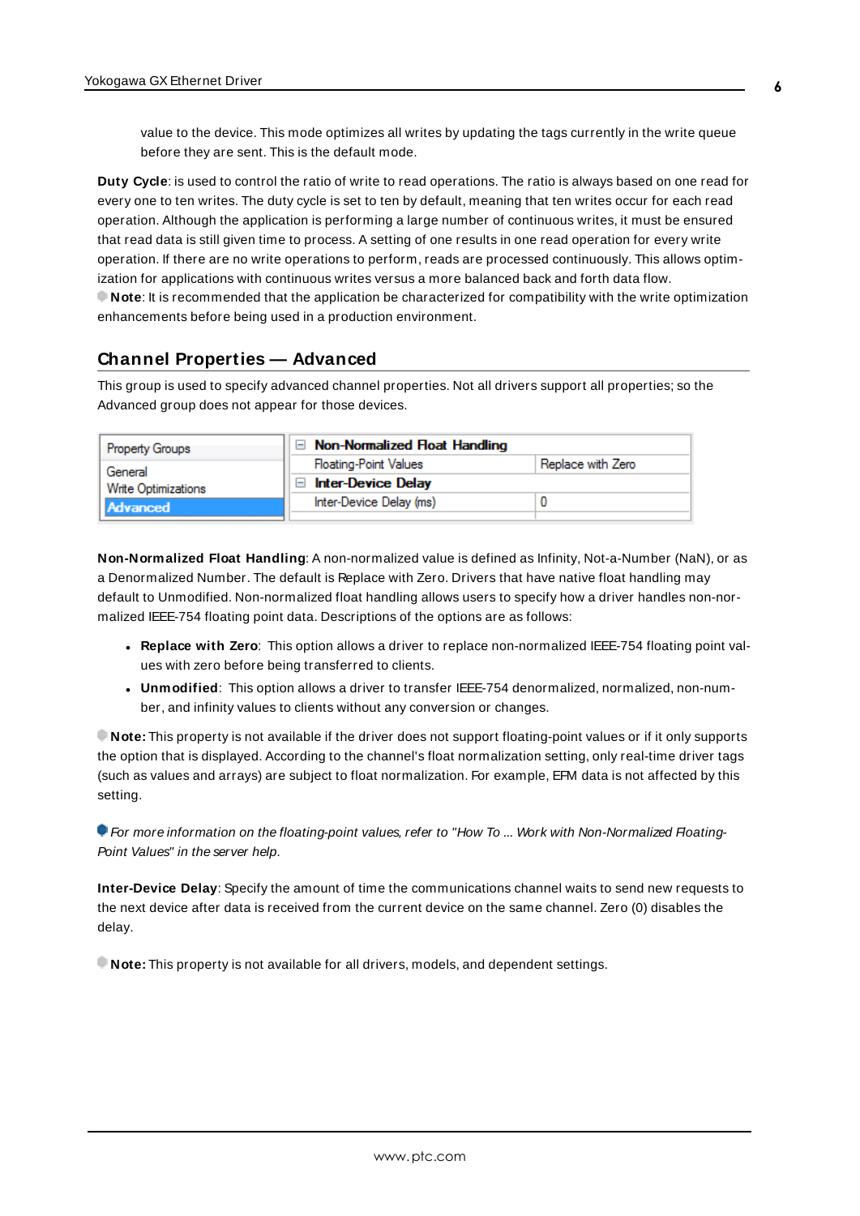value to the device. This mode optimizes all writes by updating the tags currently in the write queue before they are sent. This is the default mode.

**Duty Cycle**: is used to control the ratio of write to read operations. The ratio is always based on one read for every one to ten writes. The duty cycle is set to ten by default, meaning that ten writes occur for each read operation. Although the application is performing a large number of continuous writes, it must be ensured that read data is still given time to process. A setting of one results in one read operation for every write operation. If there are no write operations to perform, reads are processed continuously. This allows optimization for applications with continuous writes versus a more balanced back and forth data flow.

**Note**: It is recommended that the application be characterized for compatibility with the write optimization enhancements before being used in a production environment.

## Channel Properties — Advanced

This group is used to specify advanced channel properties. Not all drivers support all properties; so the Advanced group does not appear for those devices.

| Property Groups | | |
|---|---|---|
| General | **Non-Normalized Float Handling** | |
| Write Optimizations | Floating-Point Values | Replace with Zero |
| **Advanced** | **Inter-Device Delay** | |
| | Inter-Device Delay (ms) | 0 |

**Non-Normalized Float Handling**: A non-normalized value is defined as Infinity, Not-a-Number (NaN), or as a Denormalized Number. The default is Replace with Zero. Drivers that have native float handling may default to Unmodified. Non-normalized float handling allows users to specify how a driver handles non-normalized IEEE-754 floating point data. Descriptions of the options are as follows:

- **Replace with Zero**: This option allows a driver to replace non-normalized IEEE-754 floating point values with zero before being transferred to clients.
- **Unmodified**: This option allows a driver to transfer IEEE-754 denormalized, normalized, non-number, and infinity values to clients without any conversion or changes.

**Note:** This property is not available if the driver does not support floating-point values or if it only supports the option that is displayed. According to the channel's float normalization setting, only real-time driver tags (such as values and arrays) are subject to float normalization. For example, EFM data is not affected by this setting.

*For more information on the floating-point values, refer to "How To ... Work with Non-Normalized Floating-Point Values" in the server help.*

**Inter-Device Delay**: Specify the amount of time the communications channel waits to send new requests to the next device after data is received from the current device on the same channel. Zero (0) disables the delay.

**Note:** This property is not available for all drivers, models, and dependent settings.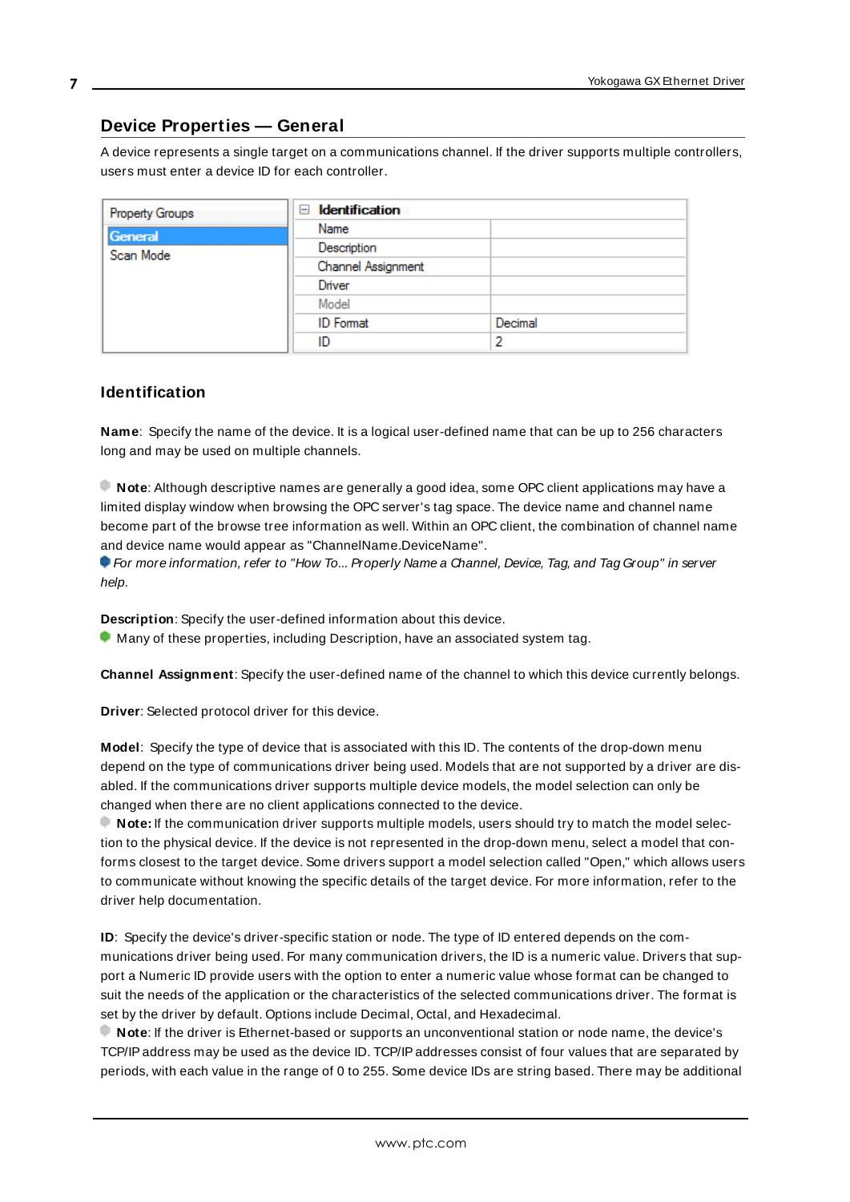## Device Properties — General

A device represents a single target on a communications channel. If the driver supports multiple controllers, users must enter a device ID for each controller.

| Property Groups | Identification | |
|---|---|---|
| **General** | Name | |
| Scan Mode | Description | |
| | Channel Assignment | |
| | Driver | |
| | Model | |
| | ID Format | Decimal |
| | ID | 2 |

### Identification

**Name**: Specify the name of the device. It is a logical user-defined name that can be up to 256 characters long and may be used on multiple channels.

**Note**: Although descriptive names are generally a good idea, some OPC client applications may have a limited display window when browsing the OPC server's tag space. The device name and channel name become part of the browse tree information as well. Within an OPC client, the combination of channel name and device name would appear as "ChannelName.DeviceName".

*For more information, refer to "How To... Properly Name a Channel, Device, Tag, and Tag Group" in server help.*

**Description**: Specify the user-defined information about this device.

Many of these properties, including Description, have an associated system tag.

**Channel Assignment**: Specify the user-defined name of the channel to which this device currently belongs.

**Driver**: Selected protocol driver for this device.

**Model**: Specify the type of device that is associated with this ID. The contents of the drop-down menu depend on the type of communications driver being used. Models that are not supported by a driver are disabled. If the communications driver supports multiple device models, the model selection can only be changed when there are no client applications connected to the device.

**Note:** If the communication driver supports multiple models, users should try to match the model selection to the physical device. If the device is not represented in the drop-down menu, select a model that conforms closest to the target device. Some drivers support a model selection called "Open," which allows users to communicate without knowing the specific details of the target device. For more information, refer to the driver help documentation.

**ID**: Specify the device's driver-specific station or node. The type of ID entered depends on the communications driver being used. For many communication drivers, the ID is a numeric value. Drivers that support a Numeric ID provide users with the option to enter a numeric value whose format can be changed to suit the needs of the application or the characteristics of the selected communications driver. The format is set by the driver by default. Options include Decimal, Octal, and Hexadecimal.

**Note**: If the driver is Ethernet-based or supports an unconventional station or node name, the device's TCP/IP address may be used as the device ID. TCP/IP addresses consist of four values that are separated by periods, with each value in the range of 0 to 255. Some device IDs are string based. There may be additional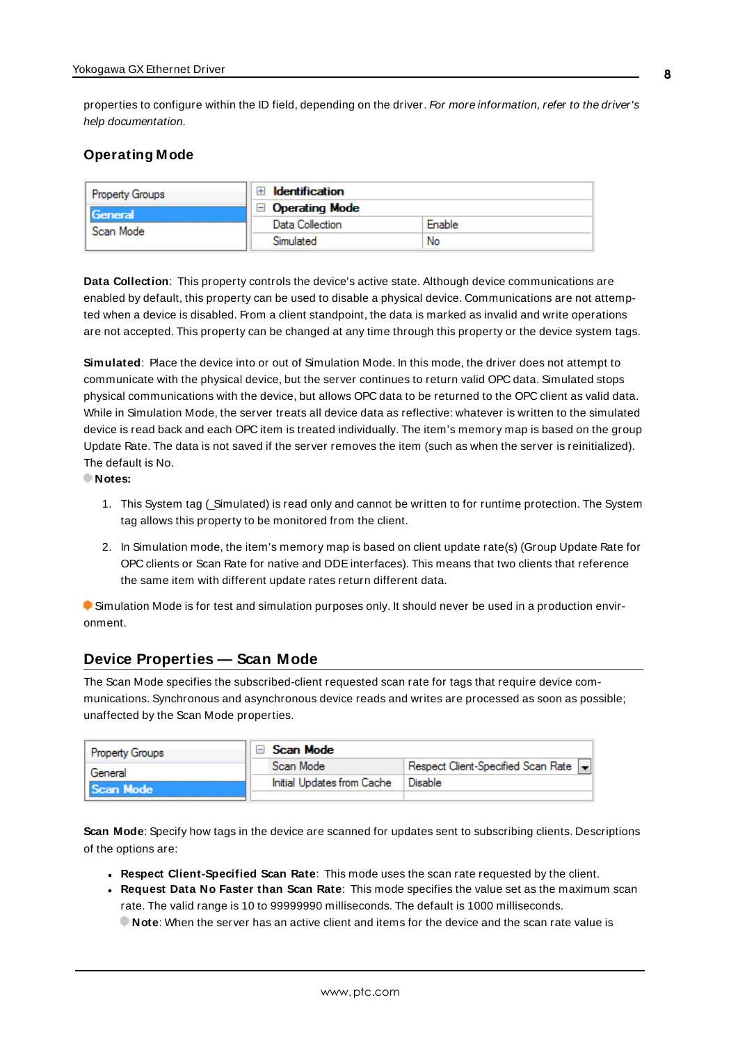properties to configure within the ID field, depending on the driver. *For more information, refer to the driver's help documentation.*

### Operating Mode

| Property Groups | | |
|---|---|---|
| General | **Identification** | |
| Scan Mode | **Operating Mode** | |
| | Data Collection | Enable |
| | Simulated | No |

**Data Collection**: This property controls the device's active state. Although device communications are enabled by default, this property can be used to disable a physical device. Communications are not attempted when a device is disabled. From a client standpoint, the data is marked as invalid and write operations are not accepted. This property can be changed at any time through this property or the device system tags.

**Simulated**: Place the device into or out of Simulation Mode. In this mode, the driver does not attempt to communicate with the physical device, but the server continues to return valid OPC data. Simulated stops physical communications with the device, but allows OPC data to be returned to the OPC client as valid data. While in Simulation Mode, the server treats all device data as reflective: whatever is written to the simulated device is read back and each OPC item is treated individually. The item's memory map is based on the group Update Rate. The data is not saved if the server removes the item (such as when the server is reinitialized). The default is No.

**Notes:**

1. This System tag (_Simulated) is read only and cannot be written to for runtime protection. The System tag allows this property to be monitored from the client.
2. In Simulation mode, the item's memory map is based on client update rate(s) (Group Update Rate for OPC clients or Scan Rate for native and DDE interfaces). This means that two clients that reference the same item with different update rates return different data.

Simulation Mode is for test and simulation purposes only. It should never be used in a production environment.

## Device Properties — Scan Mode

The Scan Mode specifies the subscribed-client requested scan rate for tags that require device communications. Synchronous and asynchronous device reads and writes are processed as soon as possible; unaffected by the Scan Mode properties.

| Property Groups | | |
|---|---|---|
| General | **Scan Mode** | |
| Scan Mode | Scan Mode | Respect Client-Specified Scan Rate |
| | Initial Updates from Cache | Disable |

**Scan Mode**: Specify how tags in the device are scanned for updates sent to subscribing clients. Descriptions of the options are:

- **Respect Client-Specified Scan Rate**: This mode uses the scan rate requested by the client.
- **Request Data No Faster than Scan Rate**: This mode specifies the value set as the maximum scan rate. The valid range is 10 to 99999990 milliseconds. The default is 1000 milliseconds.
  **Note**: When the server has an active client and items for the device and the scan rate value is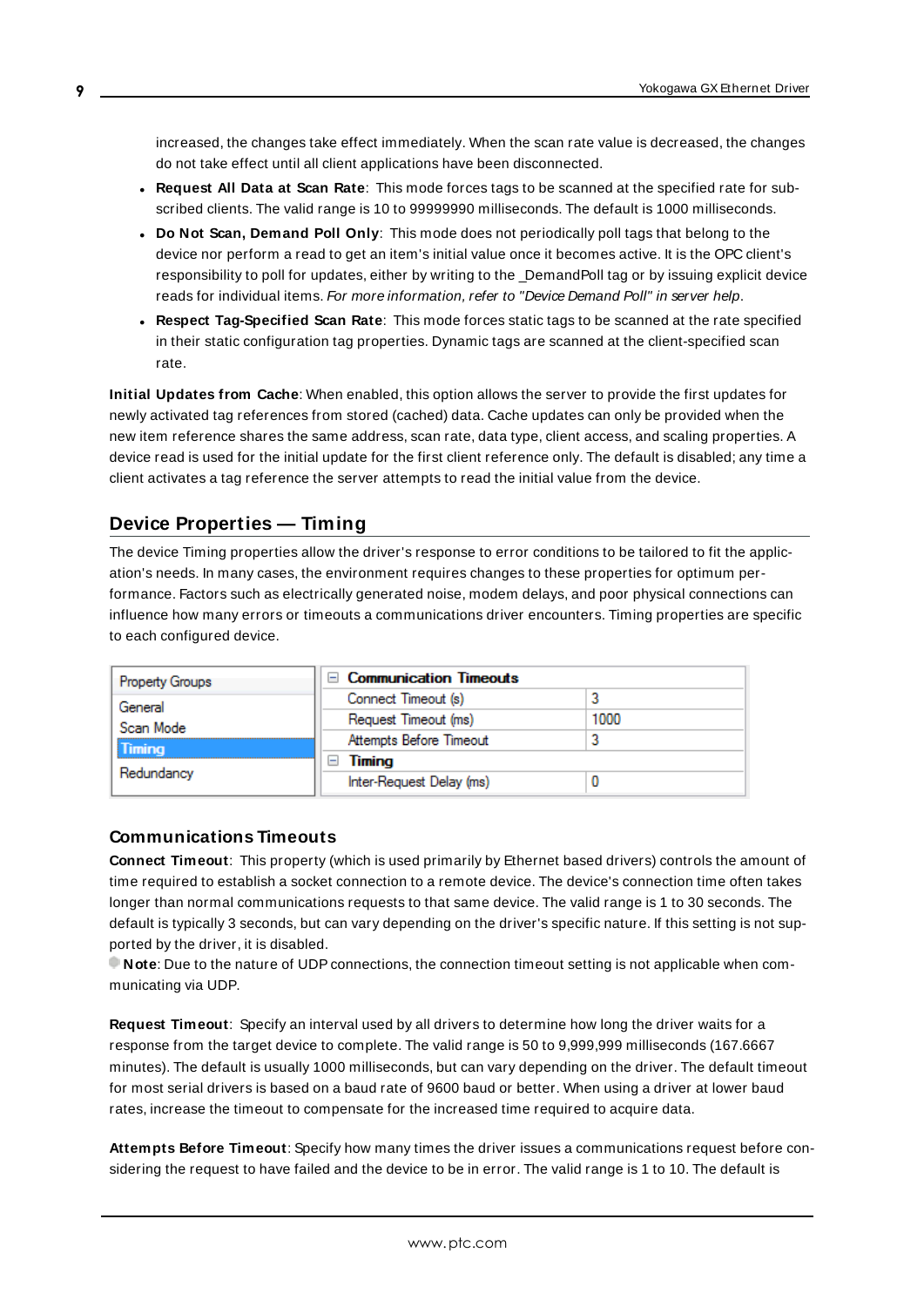increased, the changes take effect immediately. When the scan rate value is decreased, the changes do not take effect until all client applications have been disconnected.

- **Request All Data at Scan Rate**: This mode forces tags to be scanned at the specified rate for subscribed clients. The valid range is 10 to 99999990 milliseconds. The default is 1000 milliseconds.
- **Do Not Scan, Demand Poll Only**: This mode does not periodically poll tags that belong to the device nor perform a read to get an item's initial value once it becomes active. It is the OPC client's responsibility to poll for updates, either by writing to the _DemandPoll tag or by issuing explicit device reads for individual items. *For more information, refer to "Device Demand Poll" in server help.*
- **Respect Tag-Specified Scan Rate**: This mode forces static tags to be scanned at the rate specified in their static configuration tag properties. Dynamic tags are scanned at the client-specified scan rate.

**Initial Updates from Cache**: When enabled, this option allows the server to provide the first updates for newly activated tag references from stored (cached) data. Cache updates can only be provided when the new item reference shares the same address, scan rate, data type, client access, and scaling properties. A device read is used for the initial update for the first client reference only. The default is disabled; any time a client activates a tag reference the server attempts to read the initial value from the device.

## Device Properties — Timing

The device Timing properties allow the driver's response to error conditions to be tailored to fit the application's needs. In many cases, the environment requires changes to these properties for optimum performance. Factors such as electrically generated noise, modem delays, and poor physical connections can influence how many errors or timeouts a communications driver encounters. Timing properties are specific to each configured device.

| Property Groups | | |
|---|---|---|
| General | **Communication Timeouts** | |
| Scan Mode | Connect Timeout (s) | 3 |
| **Timing** | Request Timeout (ms) | 1000 |
| Redundancy | Attempts Before Timeout | 3 |
| | **Timing** | |
| | Inter-Request Delay (ms) | 0 |

### Communications Timeouts

**Connect Timeout**: This property (which is used primarily by Ethernet based drivers) controls the amount of time required to establish a socket connection to a remote device. The device's connection time often takes longer than normal communications requests to that same device. The valid range is 1 to 30 seconds. The default is typically 3 seconds, but can vary depending on the driver's specific nature. If this setting is not supported by the driver, it is disabled.

**Note**: Due to the nature of UDP connections, the connection timeout setting is not applicable when communicating via UDP.

**Request Timeout**: Specify an interval used by all drivers to determine how long the driver waits for a response from the target device to complete. The valid range is 50 to 9,999,999 milliseconds (167.6667 minutes). The default is usually 1000 milliseconds, but can vary depending on the driver. The default timeout for most serial drivers is based on a baud rate of 9600 baud or better. When using a driver at lower baud rates, increase the timeout to compensate for the increased time required to acquire data.

**Attempts Before Timeout**: Specify how many times the driver issues a communications request before considering the request to have failed and the device to be in error. The valid range is 1 to 10. The default is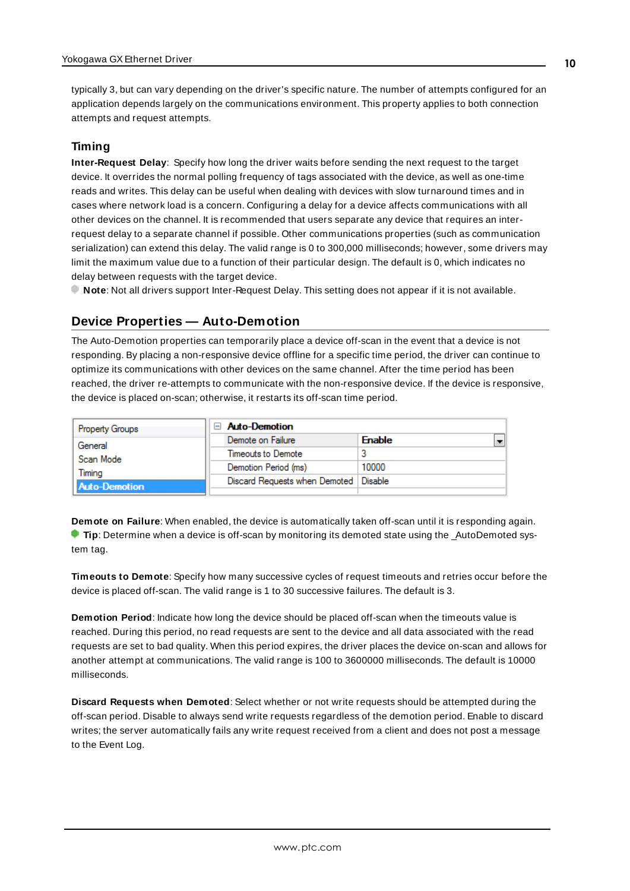typically 3, but can vary depending on the driver's specific nature. The number of attempts configured for an application depends largely on the communications environment. This property applies to both connection attempts and request attempts.

### Timing

**Inter-Request Delay**: Specify how long the driver waits before sending the next request to the target device. It overrides the normal polling frequency of tags associated with the device, as well as one-time reads and writes. This delay can be useful when dealing with devices with slow turnaround times and in cases where network load is a concern. Configuring a delay for a device affects communications with all other devices on the channel. It is recommended that users separate any device that requires an inter-request delay to a separate channel if possible. Other communications properties (such as communication serialization) can extend this delay. The valid range is 0 to 300,000 milliseconds; however, some drivers may limit the maximum value due to a function of their particular design. The default is 0, which indicates no delay between requests with the target device.

**Note**: Not all drivers support Inter-Request Delay. This setting does not appear if it is not available.

## Device Properties — Auto-Demotion

The Auto-Demotion properties can temporarily place a device off-scan in the event that a device is not responding. By placing a non-responsive device offline for a specific time period, the driver can continue to optimize its communications with other devices on the same channel. After the time period has been reached, the driver re-attempts to communicate with the non-responsive device. If the device is responsive, the device is placed on-scan; otherwise, it restarts its off-scan time period.

| Property Groups | Auto-Demotion | |
|---|---|---|
| General | Demote on Failure | Enable |
| Scan Mode | Timeouts to Demote | 3 |
| Timing | Demotion Period (ms) | 10000 |
| **Auto-Demotion** | Discard Requests when Demoted | Disable |

**Demote on Failure**: When enabled, the device is automatically taken off-scan until it is responding again.
**Tip**: Determine when a device is off-scan by monitoring its demoted state using the _AutoDemoted system tag.

**Timeouts to Demote**: Specify how many successive cycles of request timeouts and retries occur before the device is placed off-scan. The valid range is 1 to 30 successive failures. The default is 3.

**Demotion Period**: Indicate how long the device should be placed off-scan when the timeouts value is reached. During this period, no read requests are sent to the device and all data associated with the read requests are set to bad quality. When this period expires, the driver places the device on-scan and allows for another attempt at communications. The valid range is 100 to 3600000 milliseconds. The default is 10000 milliseconds.

**Discard Requests when Demoted**: Select whether or not write requests should be attempted during the off-scan period. Disable to always send write requests regardless of the demotion period. Enable to discard writes; the server automatically fails any write request received from a client and does not post a message to the Event Log.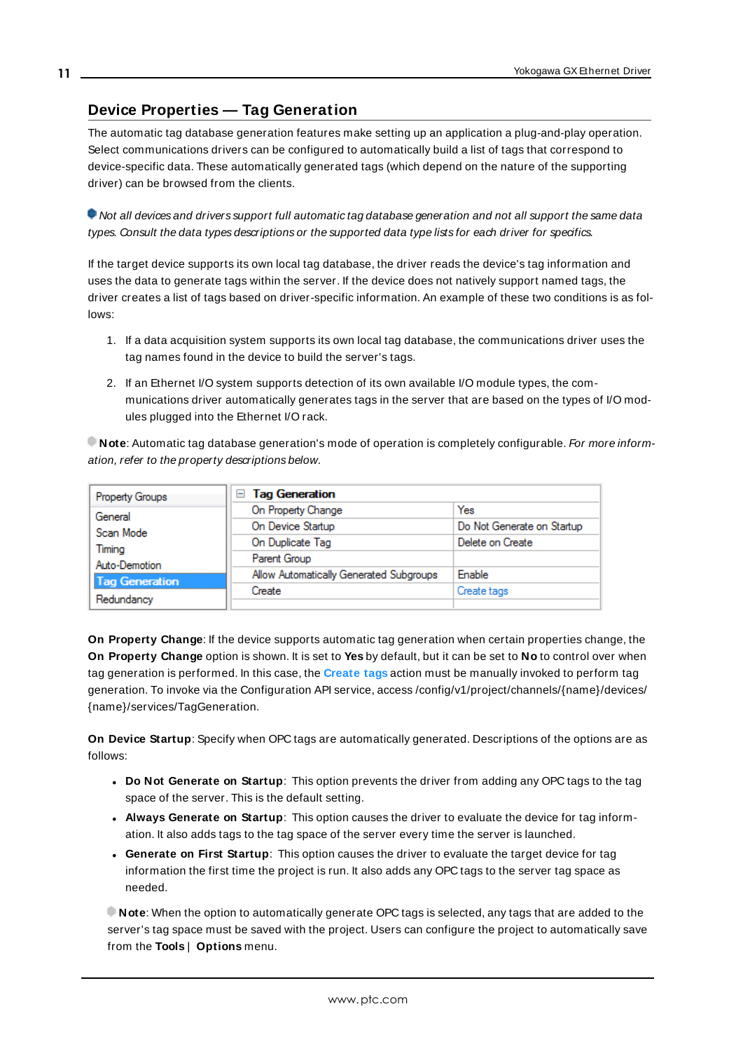## Device Properties — Tag Generation

The automatic tag database generation features make setting up an application a plug-and-play operation. Select communications drivers can be configured to automatically build a list of tags that correspond to device-specific data. These automatically generated tags (which depend on the nature of the supporting driver) can be browsed from the clients.

*Not all devices and drivers support full automatic tag database generation and not all support the same data types. Consult the data types descriptions or the supported data type lists for each driver for specifics.*

If the target device supports its own local tag database, the driver reads the device's tag information and uses the data to generate tags within the server. If the device does not natively support named tags, the driver creates a list of tags based on driver-specific information. An example of these two conditions is as follows:

1. If a data acquisition system supports its own local tag database, the communications driver uses the tag names found in the device to build the server's tags.
2. If an Ethernet I/O system supports detection of its own available I/O module types, the communications driver automatically generates tags in the server that are based on the types of I/O modules plugged into the Ethernet I/O rack.

**Note**: Automatic tag database generation's mode of operation is completely configurable. *For more information, refer to the property descriptions below.*

| Property Groups | Tag Generation | |
|---|---|---|
| General | On Property Change | Yes |
| Scan Mode | On Device Startup | Do Not Generate on Startup |
| Timing | On Duplicate Tag | Delete on Create |
| Auto-Demotion | Parent Group | |
| **Tag Generation** | Allow Automatically Generated Subgroups | Enable |
| Redundancy | Create | Create tags |

**On Property Change**: If the device supports automatic tag generation when certain properties change, the **On Property Change** option is shown. It is set to **Yes** by default, but it can be set to **No** to control over when tag generation is performed. In this case, the **Create tags** action must be manually invoked to perform tag generation. To invoke via the Configuration API service, access /config/v1/project/channels/{name}/devices/{name}/services/TagGeneration.

**On Device Startup**: Specify when OPC tags are automatically generated. Descriptions of the options are as follows:

- **Do Not Generate on Startup**: This option prevents the driver from adding any OPC tags to the tag space of the server. This is the default setting.
- **Always Generate on Startup**: This option causes the driver to evaluate the device for tag information. It also adds tags to the tag space of the server every time the server is launched.
- **Generate on First Startup**: This option causes the driver to evaluate the target device for tag information the first time the project is run. It also adds any OPC tags to the server tag space as needed.

**Note**: When the option to automatically generate OPC tags is selected, any tags that are added to the server's tag space must be saved with the project. Users can configure the project to automatically save from the **Tools** | **Options** menu.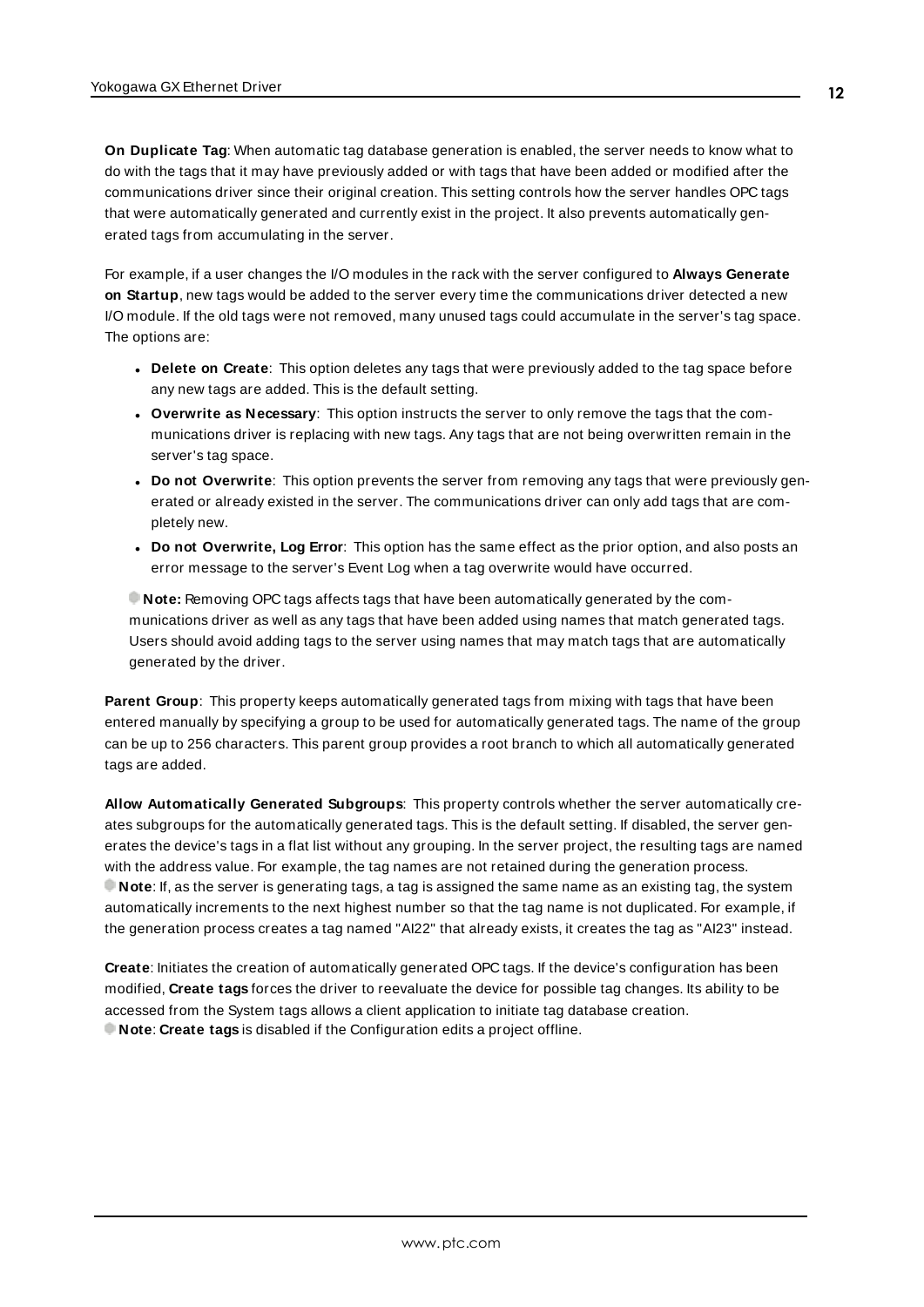**On Duplicate Tag**: When automatic tag database generation is enabled, the server needs to know what to do with the tags that it may have previously added or with tags that have been added or modified after the communications driver since their original creation. This setting controls how the server handles OPC tags that were automatically generated and currently exist in the project. It also prevents automatically generated tags from accumulating in the server.

For example, if a user changes the I/O modules in the rack with the server configured to **Always Generate on Startup**, new tags would be added to the server every time the communications driver detected a new I/O module. If the old tags were not removed, many unused tags could accumulate in the server's tag space. The options are:

- **Delete on Create**: This option deletes any tags that were previously added to the tag space before any new tags are added. This is the default setting.
- **Overwrite as Necessary**: This option instructs the server to only remove the tags that the communications driver is replacing with new tags. Any tags that are not being overwritten remain in the server's tag space.
- **Do not Overwrite**: This option prevents the server from removing any tags that were previously generated or already existed in the server. The communications driver can only add tags that are completely new.
- **Do not Overwrite, Log Error**: This option has the same effect as the prior option, and also posts an error message to the server's Event Log when a tag overwrite would have occurred.

**Note:** Removing OPC tags affects tags that have been automatically generated by the communications driver as well as any tags that have been added using names that match generated tags. Users should avoid adding tags to the server using names that may match tags that are automatically generated by the driver.

**Parent Group**: This property keeps automatically generated tags from mixing with tags that have been entered manually by specifying a group to be used for automatically generated tags. The name of the group can be up to 256 characters. This parent group provides a root branch to which all automatically generated tags are added.

**Allow Automatically Generated Subgroups**: This property controls whether the server automatically creates subgroups for the automatically generated tags. This is the default setting. If disabled, the server generates the device's tags in a flat list without any grouping. In the server project, the resulting tags are named with the address value. For example, the tag names are not retained during the generation process.
**Note**: If, as the server is generating tags, a tag is assigned the same name as an existing tag, the system automatically increments to the next highest number so that the tag name is not duplicated. For example, if the generation process creates a tag named "AI22" that already exists, it creates the tag as "AI23" instead.

**Create**: Initiates the creation of automatically generated OPC tags. If the device's configuration has been modified, **Create tags** forces the driver to reevaluate the device for possible tag changes. Its ability to be accessed from the System tags allows a client application to initiate tag database creation.
**Note**: **Create tags** is disabled if the Configuration edits a project offline.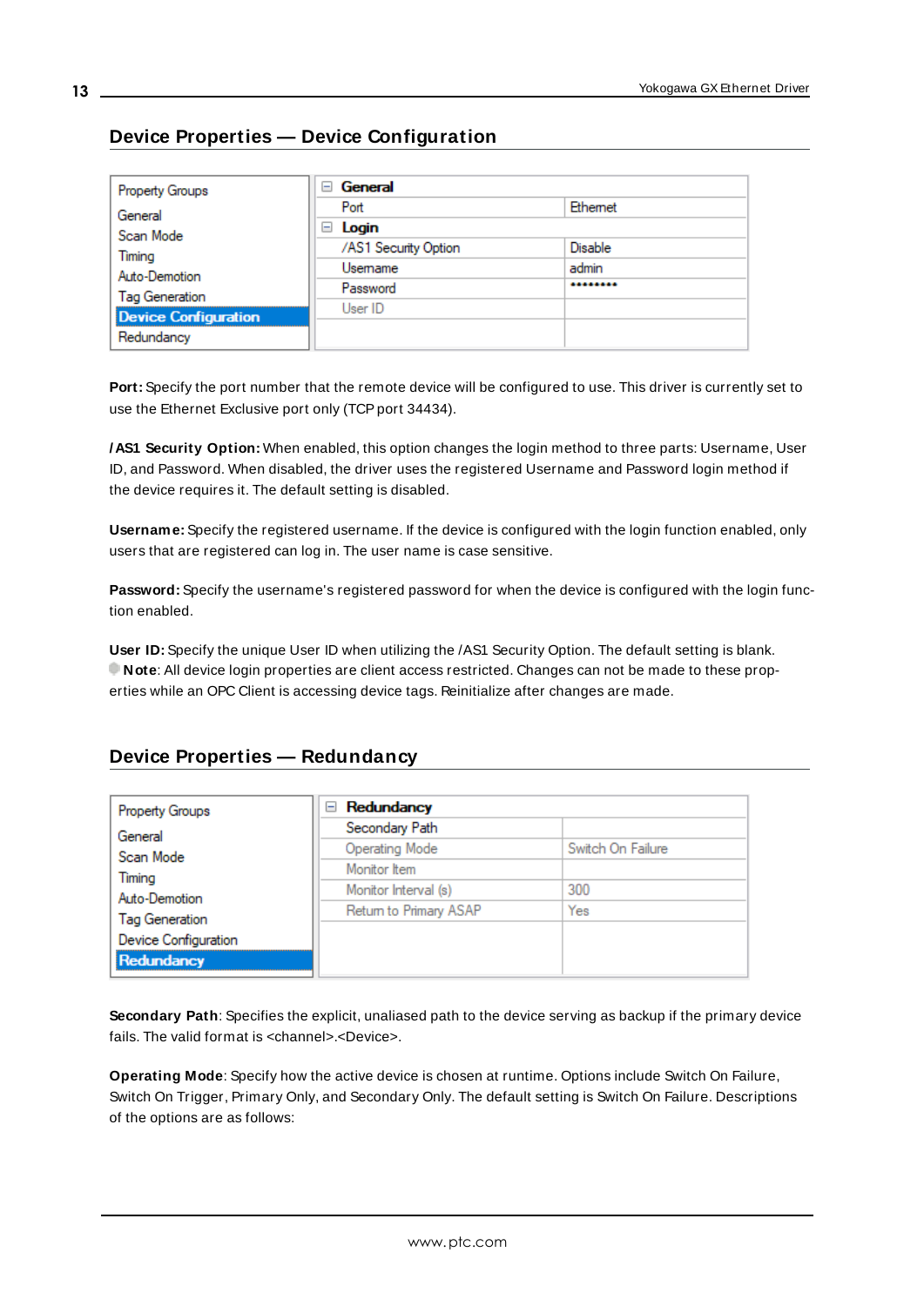## Device Properties — Device Configuration

| Property Groups | |
|---|---|
| General | |
| Scan Mode | |
| Timing | |
| Auto-Demotion | |
| Tag Generation | |
| **Device Configuration** | |
| Redundancy | |

| **General** | |
|---|---|
| Port | Ethernet |
| **Login** | |
| /AS1 Security Option | Disable |
| Username | admin |
| Password | ******** |
| User ID | |

**Port:** Specify the port number that the remote device will be configured to use. This driver is currently set to use the Ethernet Exclusive port only (TCP port 34434).

**/AS1 Security Option:** When enabled, this option changes the login method to three parts: Username, User ID, and Password. When disabled, the driver uses the registered Username and Password login method if the device requires it. The default setting is disabled.

**Username:** Specify the registered username. If the device is configured with the login function enabled, only users that are registered can log in. The user name is case sensitive.

**Password:** Specify the username's registered password for when the device is configured with the login function enabled.

**User ID:** Specify the unique User ID when utilizing the /AS1 Security Option. The default setting is blank.
**Note**: All device login properties are client access restricted. Changes can not be made to these properties while an OPC Client is accessing device tags. Reinitialize after changes are made.

## Device Properties — Redundancy

| Property Groups | |
|---|---|
| General | |
| Scan Mode | |
| Timing | |
| Auto-Demotion | |
| Tag Generation | |
| Device Configuration | |
| **Redundancy** | |

| **Redundancy** | |
|---|---|
| Secondary Path | |
| Operating Mode | Switch On Failure |
| Monitor Item | |
| Monitor Interval (s) | 300 |
| Return to Primary ASAP | Yes |

**Secondary Path**: Specifies the explicit, unaliased path to the device serving as backup if the primary device fails. The valid format is <channel>.<Device>.

**Operating Mode**: Specify how the active device is chosen at runtime. Options include Switch On Failure, Switch On Trigger, Primary Only, and Secondary Only. The default setting is Switch On Failure. Descriptions of the options are as follows: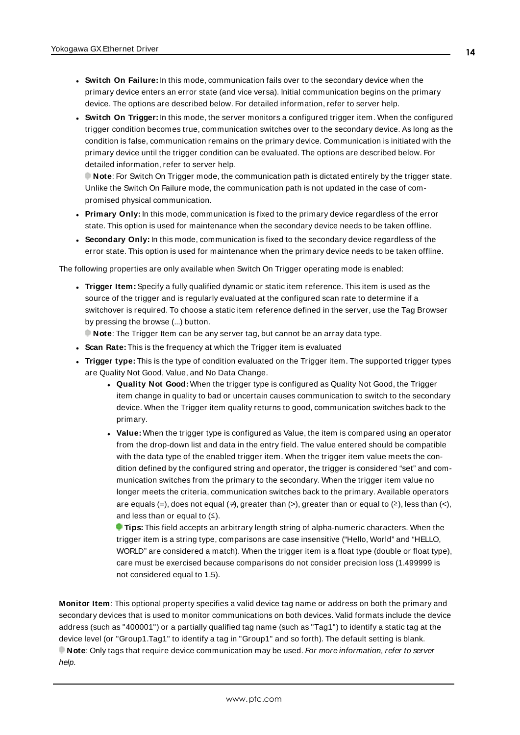- **Switch On Failure:** In this mode, communication fails over to the secondary device when the primary device enters an error state (and vice versa). Initial communication begins on the primary device. The options are described below. For detailed information, refer to server help.
- **Switch On Trigger:** In this mode, the server monitors a configured trigger item. When the configured trigger condition becomes true, communication switches over to the secondary device. As long as the condition is false, communication remains on the primary device. Communication is initiated with the primary device until the trigger condition can be evaluated. The options are described below. For detailed information, refer to server help.

  **Note**: For Switch On Trigger mode, the communication path is dictated entirely by the trigger state. Unlike the Switch On Failure mode, the communication path is not updated in the case of compromised physical communication.
- **Primary Only:** In this mode, communication is fixed to the primary device regardless of the error state. This option is used for maintenance when the secondary device needs to be taken offline.
- **Secondary Only:** In this mode, communication is fixed to the secondary device regardless of the error state. This option is used for maintenance when the primary device needs to be taken offline.

The following properties are only available when Switch On Trigger operating mode is enabled:

- **Trigger Item:** Specify a fully qualified dynamic or static item reference. This item is used as the source of the trigger and is regularly evaluated at the configured scan rate to determine if a switchover is required. To choose a static item reference defined in the server, use the Tag Browser by pressing the browse (...) button.

  **Note**: The Trigger Item can be any server tag, but cannot be an array data type.
- **Scan Rate:** This is the frequency at which the Trigger item is evaluated
- **Trigger type:** This is the type of condition evaluated on the Trigger item. The supported trigger types are Quality Not Good, Value, and No Data Change.
  - **Quality Not Good:** When the trigger type is configured as Quality Not Good, the Trigger item change in quality to bad or uncertain causes communication to switch to the secondary device. When the Trigger item quality returns to good, communication switches back to the primary.
  - **Value:** When the trigger type is configured as Value, the item is compared using an operator from the drop-down list and data in the entry field. The value entered should be compatible with the data type of the enabled trigger item. When the trigger item value meets the condition defined by the configured string and operator, the trigger is considered "set" and communication switches from the primary to the secondary. When the trigger item value no longer meets the criteria, communication switches back to the primary. Available operators are equals (=), does not equal (≠), greater than (>), greater than or equal to (≥), less than (<), and less than or equal to (≤).

    **Tips:** This field accepts an arbitrary length string of alpha-numeric characters. When the trigger item is a string type, comparisons are case insensitive ("Hello, World" and "HELLO, WORLD" are considered a match). When the trigger item is a float type (double or float type), care must be exercised because comparisons do not consider precision loss (1.499999 is not considered equal to 1.5).

**Monitor Item**: This optional property specifies a valid device tag name or address on both the primary and secondary devices that is used to monitor communications on both devices. Valid formats include the device address (such as "400001") or a partially qualified tag name (such as "Tag1") to identify a static tag at the device level (or "Group1.Tag1" to identify a tag in "Group1" and so forth). The default setting is blank.
**Note**: Only tags that require device communication may be used. *For more information, refer to server help.*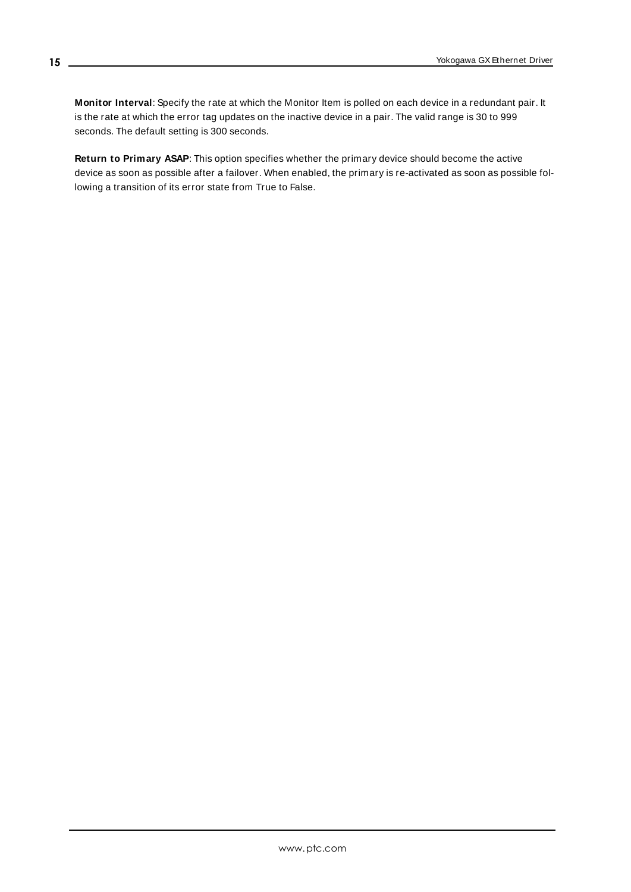**Monitor Interval**: Specify the rate at which the Monitor Item is polled on each device in a redundant pair. It is the rate at which the error tag updates on the inactive device in a pair. The valid range is 30 to 999 seconds. The default setting is 300 seconds.

**Return to Primary ASAP**: This option specifies whether the primary device should become the active device as soon as possible after a failover. When enabled, the primary is re-activated as soon as possible following a transition of its error state from True to False.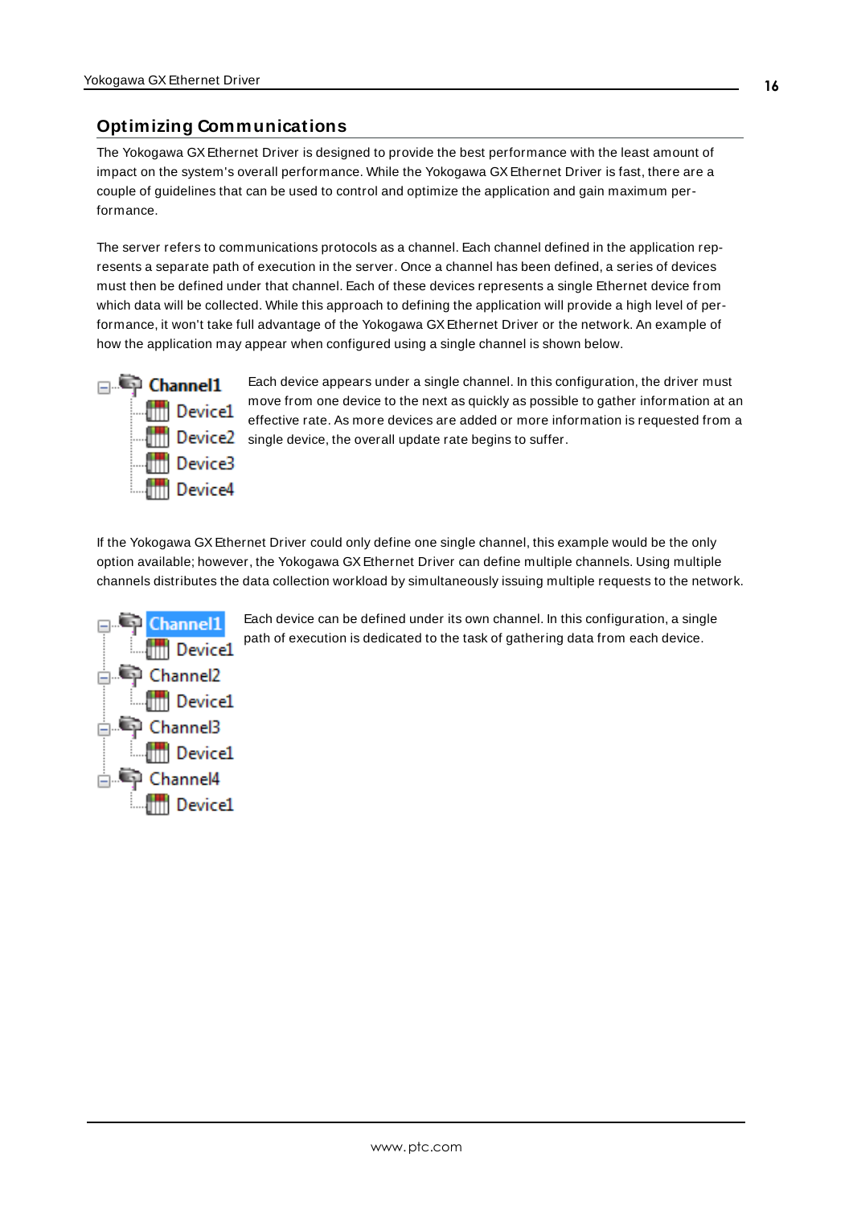## Optimizing Communications

The Yokogawa GX Ethernet Driver is designed to provide the best performance with the least amount of impact on the system's overall performance. While the Yokogawa GX Ethernet Driver is fast, there are a couple of guidelines that can be used to control and optimize the application and gain maximum performance.

The server refers to communications protocols as a channel. Each channel defined in the application represents a separate path of execution in the server. Once a channel has been defined, a series of devices must then be defined under that channel. Each of these devices represents a single Ethernet device from which data will be collected. While this approach to defining the application will provide a high level of performance, it won't take full advantage of the Yokogawa GX Ethernet Driver or the network. An example of how the application may appear when configured using a single channel is shown below.

- Channel1
  - Device1
  - Device2
  - Device3
  - Device4

Each device appears under a single channel. In this configuration, the driver must move from one device to the next as quickly as possible to gather information at an effective rate. As more devices are added or more information is requested from a single device, the overall update rate begins to suffer.

If the Yokogawa GX Ethernet Driver could only define one single channel, this example would be the only option available; however, the Yokogawa GX Ethernet Driver can define multiple channels. Using multiple channels distributes the data collection workload by simultaneously issuing multiple requests to the network.

- Channel1
  - Device1
- Channel2
  - Device1
- Channel3
  - Device1
- Channel4
  - Device1

Each device can be defined under its own channel. In this configuration, a single path of execution is dedicated to the task of gathering data from each device.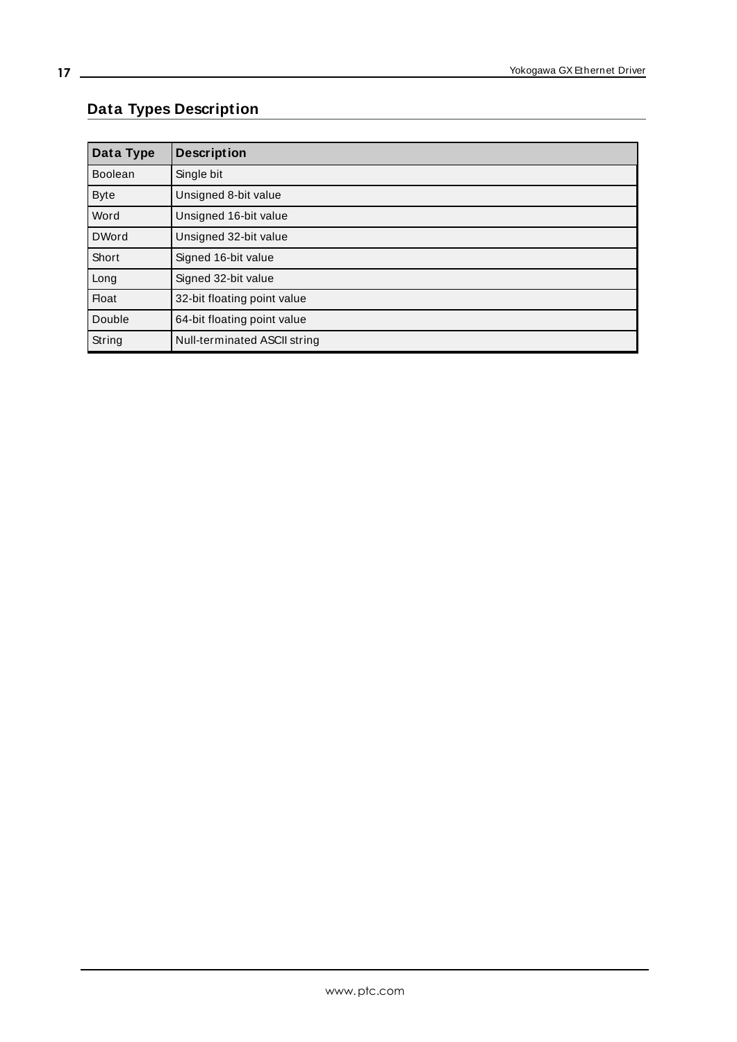## Data Types Description

| Data Type | Description |
|---|---|
| Boolean | Single bit |
| Byte | Unsigned 8-bit value |
| Word | Unsigned 16-bit value |
| DWord | Unsigned 32-bit value |
| Short | Signed 16-bit value |
| Long | Signed 32-bit value |
| Float | 32-bit floating point value |
| Double | 64-bit floating point value |
| String | Null-terminated ASCII string |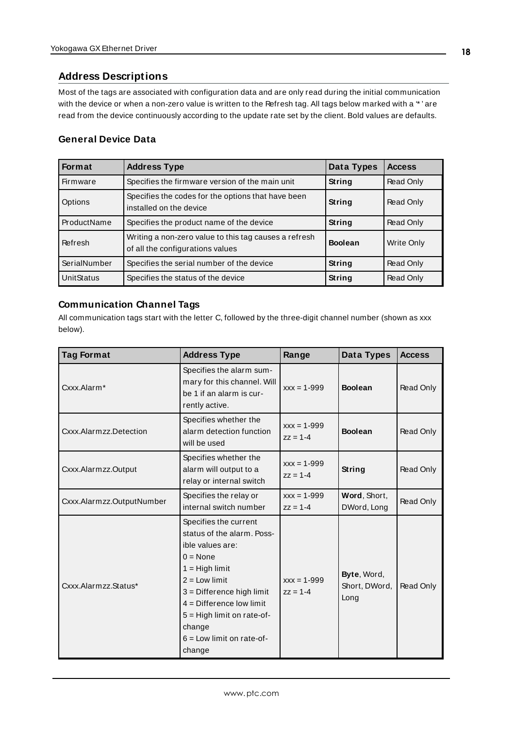## Address Descriptions

Most of the tags are associated with configuration data and are only read during the initial communication with the device or when a non-zero value is written to the Refresh tag. All tags below marked with a '*' are read from the device continuously according to the update rate set by the client. Bold values are defaults.

### General Device Data

| Format | Address Type | Data Types | Access |
|---|---|---|---|
| Firmware | Specifies the firmware version of the main unit | **String** | Read Only |
| Options | Specifies the codes for the options that have been installed on the device | **String** | Read Only |
| ProductName | Specifies the product name of the device | **String** | Read Only |
| Refresh | Writing a non-zero value to this tag causes a refresh of all the configurations values | **Boolean** | Write Only |
| SerialNumber | Specifies the serial number of the device | **String** | Read Only |
| UnitStatus | Specifies the status of the device | **String** | Read Only |

### Communication Channel Tags

All communication tags start with the letter C, followed by the three-digit channel number (shown as xxx below).

| Tag Format | Address Type | Range | Data Types | Access |
|---|---|---|---|---|
| Cxxx.Alarm* | Specifies the alarm summary for this channel. Will be 1 if an alarm is currently active. | xxx = 1-999 | **Boolean** | Read Only |
| Cxxx.Alarmzz.Detection | Specifies whether the alarm detection function will be used | xxx = 1-999<br>zz = 1-4 | **Boolean** | Read Only |
| Cxxx.Alarmzz.Output | Specifies whether the alarm will output to a relay or internal switch | xxx = 1-999<br>zz = 1-4 | **String** | Read Only |
| Cxxx.Alarmzz.OutputNumber | Specifies the relay or internal switch number | xxx = 1-999<br>zz = 1-4 | **Word**, Short, DWord, Long | Read Only |
| Cxxx.Alarmzz.Status* | Specifies the current status of the alarm. Possible values are:<br>0 = None<br>1 = High limit<br>2 = Low limit<br>3 = Difference high limit<br>4 = Difference low limit<br>5 = High limit on rate-of-change<br>6 = Low limit on rate-of-change | xxx = 1-999<br>zz = 1-4 | **Byte**, Word, Short, DWord, Long | Read Only |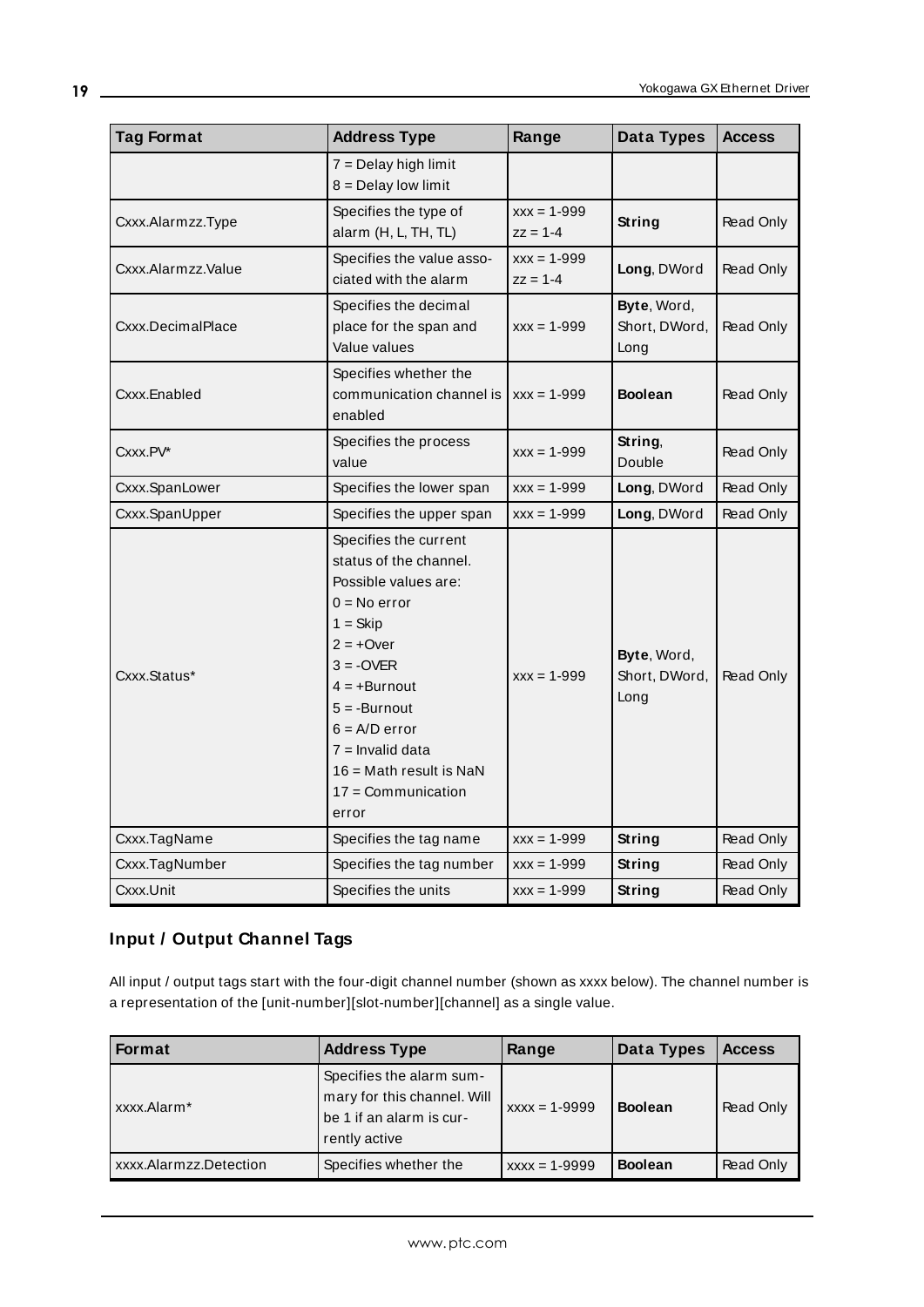| Tag Format | Address Type | Range | Data Types | Access |
|---|---|---|---|---|
| | 7 = Delay high limit<br>8 = Delay low limit | | | |
| Cxxx.Alarmzz.Type | Specifies the type of alarm (H, L, TH, TL) | xxx = 1-999<br>zz = 1-4 | **String** | Read Only |
| Cxxx.Alarmzz.Value | Specifies the value associated with the alarm | xxx = 1-999<br>zz = 1-4 | **Long**, DWord | Read Only |
| Cxxx.DecimalPlace | Specifies the decimal place for the span and Value values | xxx = 1-999 | **Byte**, Word, Short, DWord, Long | Read Only |
| Cxxx.Enabled | Specifies whether the communication channel is enabled | xxx = 1-999 | **Boolean** | Read Only |
| Cxxx.PV* | Specifies the process value | xxx = 1-999 | **String**, Double | Read Only |
| Cxxx.SpanLower | Specifies the lower span | xxx = 1-999 | **Long**, DWord | Read Only |
| Cxxx.SpanUpper | Specifies the upper span | xxx = 1-999 | **Long**, DWord | Read Only |
| Cxxx.Status* | Specifies the current status of the channel. Possible values are:<br>0 = No error<br>1 = Skip<br>2 = +Over<br>3 = -OVER<br>4 = +Burnout<br>5 = -Burnout<br>6 = A/D error<br>7 = Invalid data<br>16 = Math result is NaN<br>17 = Communication error | xxx = 1-999 | **Byte**, Word, Short, DWord, Long | Read Only |
| Cxxx.TagName | Specifies the tag name | xxx = 1-999 | **String** | Read Only |
| Cxxx.TagNumber | Specifies the tag number | xxx = 1-999 | **String** | Read Only |
| Cxxx.Unit | Specifies the units | xxx = 1-999 | **String** | Read Only |

## Input / Output Channel Tags

All input / output tags start with the four-digit channel number (shown as xxxx below). The channel number is a representation of the [unit-number][slot-number][channel] as a single value.

| Format | Address Type | Range | Data Types | Access |
|---|---|---|---|---|
| xxxx.Alarm* | Specifies the alarm summary for this channel. Will be 1 if an alarm is currently active | xxxx = 1-9999 | **Boolean** | Read Only |
| xxxx.Alarmzz.Detection | Specifies whether the | xxxx = 1-9999 | **Boolean** | Read Only |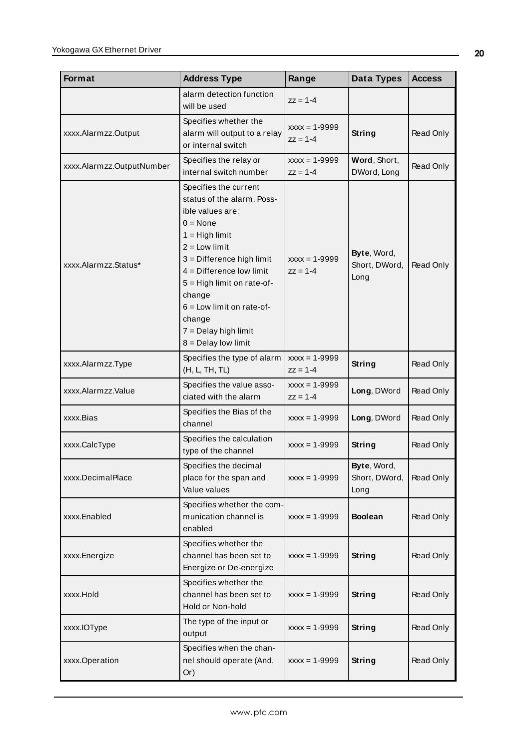| Format | Address Type | Range | Data Types | Access |
|---|---|---|---|---|
| | alarm detection function will be used | zz = 1-4 | | |
| xxxx.Alarmzz.Output | Specifies whether the alarm will output to a relay or internal switch | xxxx = 1-9999<br>zz = 1-4 | **String** | Read Only |
| xxxx.Alarmzz.OutputNumber | Specifies the relay or internal switch number | xxxx = 1-9999<br>zz = 1-4 | **Word**, Short, DWord, Long | Read Only |
| xxxx.Alarmzz.Status* | Specifies the current status of the alarm. Possible values are:<br>0 = None<br>1 = High limit<br>2 = Low limit<br>3 = Difference high limit<br>4 = Difference low limit<br>5 = High limit on rate-of-change<br>6 = Low limit on rate-of-change<br>7 = Delay high limit<br>8 = Delay low limit | xxxx = 1-9999<br>zz = 1-4 | **Byte**, Word, Short, DWord, Long | Read Only |
| xxxx.Alarmzz.Type | Specifies the type of alarm (H, L, TH, TL) | xxxx = 1-9999<br>zz = 1-4 | **String** | Read Only |
| xxxx.Alarmzz.Value | Specifies the value associated with the alarm | xxxx = 1-9999<br>zz = 1-4 | **Long**, DWord | Read Only |
| xxxx.Bias | Specifies the Bias of the channel | xxxx = 1-9999 | **Long**, DWord | Read Only |
| xxxx.CalcType | Specifies the calculation type of the channel | xxxx = 1-9999 | **String** | Read Only |
| xxxx.DecimalPlace | Specifies the decimal place for the span and Value values | xxxx = 1-9999 | **Byte**, Word, Short, DWord, Long | Read Only |
| xxxx.Enabled | Specifies whether the communication channel is enabled | xxxx = 1-9999 | **Boolean** | Read Only |
| xxxx.Energize | Specifies whether the channel has been set to Energize or De-energize | xxxx = 1-9999 | **String** | Read Only |
| xxxx.Hold | Specifies whether the channel has been set to Hold or Non-hold | xxxx = 1-9999 | **String** | Read Only |
| xxxx.IOType | The type of the input or output | xxxx = 1-9999 | **String** | Read Only |
| xxxx.Operation | Specifies when the channel should operate (And, Or) | xxxx = 1-9999 | **String** | Read Only |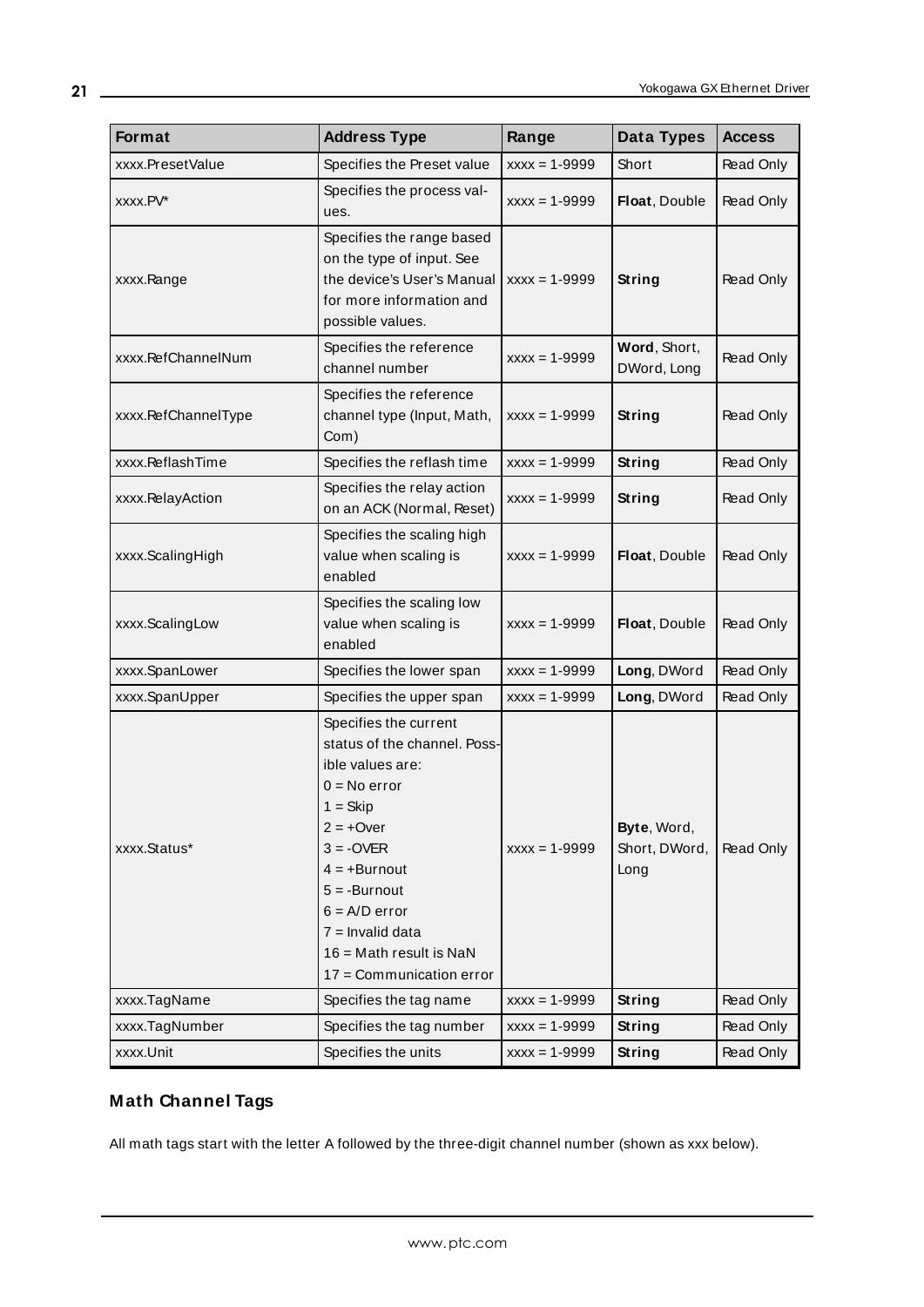| Format | Address Type | Range | Data Types | Access |
| --- | --- | --- | --- | --- |
| xxxx.PresetValue | Specifies the Preset value | xxxx = 1-9999 | Short | Read Only |
| xxxx.PV* | Specifies the process values. | xxxx = 1-9999 | **Float**, Double | Read Only |
| xxxx.Range | Specifies the range based on the type of input. See the device's User's Manual for more information and possible values. | xxxx = 1-9999 | **String** | Read Only |
| xxxx.RefChannelNum | Specifies the reference channel number | xxxx = 1-9999 | **Word**, Short, DWord, Long | Read Only |
| xxxx.RefChannelType | Specifies the reference channel type (Input, Math, Com) | xxxx = 1-9999 | **String** | Read Only |
| xxxx.ReflashTime | Specifies the reflash time | xxxx = 1-9999 | **String** | Read Only |
| xxxx.RelayAction | Specifies the relay action on an ACK (Normal, Reset) | xxxx = 1-9999 | **String** | Read Only |
| xxxx.ScalingHigh | Specifies the scaling high value when scaling is enabled | xxxx = 1-9999 | **Float**, Double | Read Only |
| xxxx.ScalingLow | Specifies the scaling low value when scaling is enabled | xxxx = 1-9999 | **Float**, Double | Read Only |
| xxxx.SpanLower | Specifies the lower span | xxxx = 1-9999 | **Long**, DWord | Read Only |
| xxxx.SpanUpper | Specifies the upper span | xxxx = 1-9999 | **Long**, DWord | Read Only |
| xxxx.Status* | Specifies the current status of the channel. Possible values are:<br>0 = No error<br>1 = Skip<br>2 = +Over<br>3 = -OVER<br>4 = +Burnout<br>5 = -Burnout<br>6 = A/D error<br>7 = Invalid data<br>16 = Math result is NaN<br>17 = Communication error | xxxx = 1-9999 | **Byte**, Word, Short, DWord, Long | Read Only |
| xxxx.TagName | Specifies the tag name | xxxx = 1-9999 | **String** | Read Only |
| xxxx.TagNumber | Specifies the tag number | xxxx = 1-9999 | **String** | Read Only |
| xxxx.Unit | Specifies the units | xxxx = 1-9999 | **String** | Read Only |

## Math Channel Tags

All math tags start with the letter A followed by the three-digit channel number (shown as xxx below).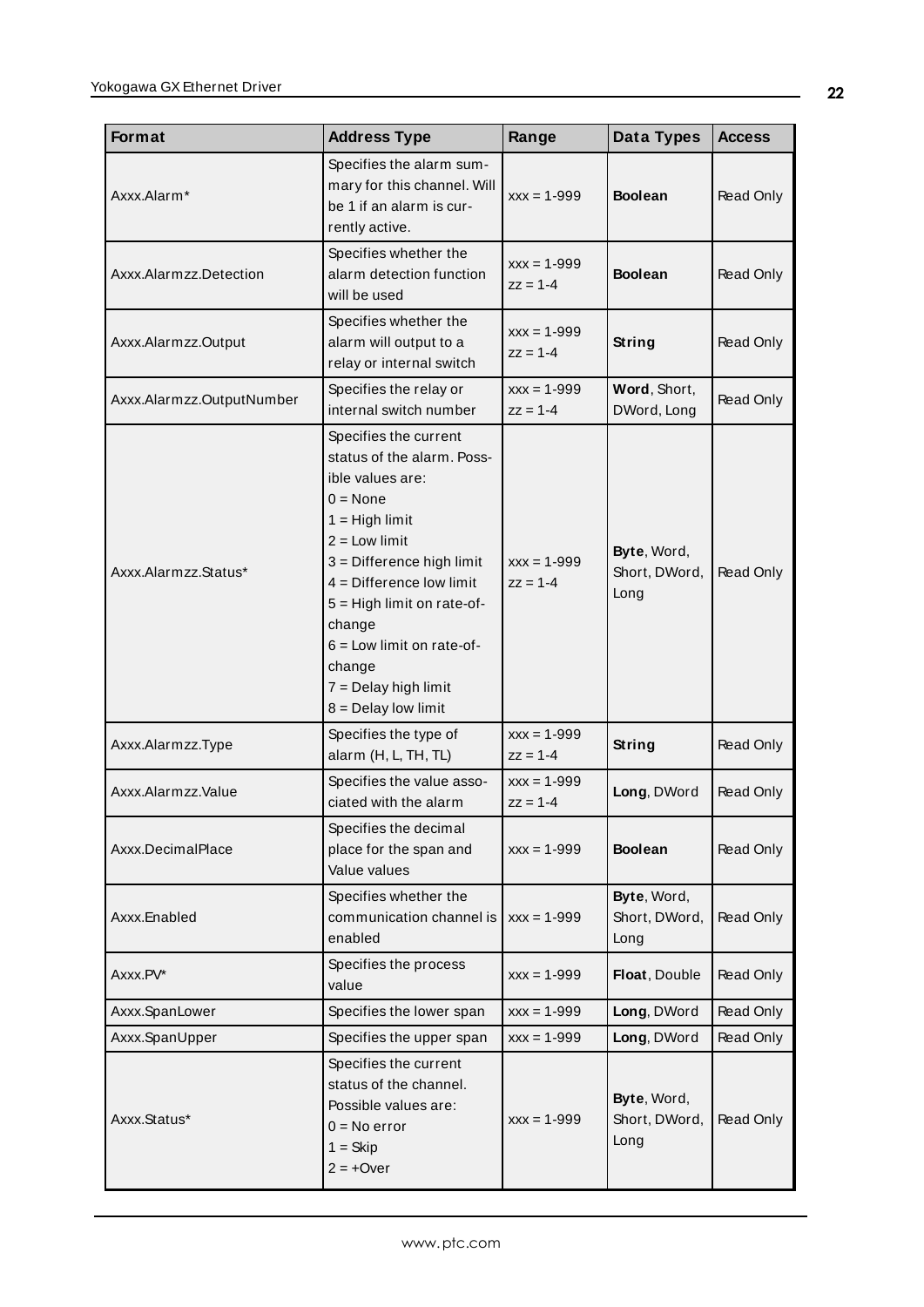| Format | Address Type | Range | Data Types | Access |
|---|---|---|---|---|
| Axxx.Alarm* | Specifies the alarm summary for this channel. Will be 1 if an alarm is currently active. | xxx = 1-999 | **Boolean** | Read Only |
| Axxx.Alarmzz.Detection | Specifies whether the alarm detection function will be used | xxx = 1-999<br>zz = 1-4 | **Boolean** | Read Only |
| Axxx.Alarmzz.Output | Specifies whether the alarm will output to a relay or internal switch | xxx = 1-999<br>zz = 1-4 | **String** | Read Only |
| Axxx.Alarmzz.OutputNumber | Specifies the relay or internal switch number | xxx = 1-999<br>zz = 1-4 | **Word**, Short, DWord, Long | Read Only |
| Axxx.Alarmzz.Status* | Specifies the current status of the alarm. Possible values are:<br>0 = None<br>1 = High limit<br>2 = Low limit<br>3 = Difference high limit<br>4 = Difference low limit<br>5 = High limit on rate-of-change<br>6 = Low limit on rate-of-change<br>7 = Delay high limit<br>8 = Delay low limit | xxx = 1-999<br>zz = 1-4 | **Byte**, Word, Short, DWord, Long | Read Only |
| Axxx.Alarmzz.Type | Specifies the type of alarm (H, L, TH, TL) | xxx = 1-999<br>zz = 1-4 | **String** | Read Only |
| Axxx.Alarmzz.Value | Specifies the value associated with the alarm | xxx = 1-999<br>zz = 1-4 | **Long**, DWord | Read Only |
| Axxx.DecimalPlace | Specifies the decimal place for the span and Value values | xxx = 1-999 | **Boolean** | Read Only |
| Axxx.Enabled | Specifies whether the communication channel is enabled | xxx = 1-999 | **Byte**, Word, Short, DWord, Long | Read Only |
| Axxx.PV* | Specifies the process value | xxx = 1-999 | **Float**, Double | Read Only |
| Axxx.SpanLower | Specifies the lower span | xxx = 1-999 | **Long**, DWord | Read Only |
| Axxx.SpanUpper | Specifies the upper span | xxx = 1-999 | **Long**, DWord | Read Only |
| Axxx.Status* | Specifies the current status of the channel. Possible values are:<br>0 = No error<br>1 = Skip<br>2 = +Over | xxx = 1-999 | **Byte**, Word, Short, DWord, Long | Read Only |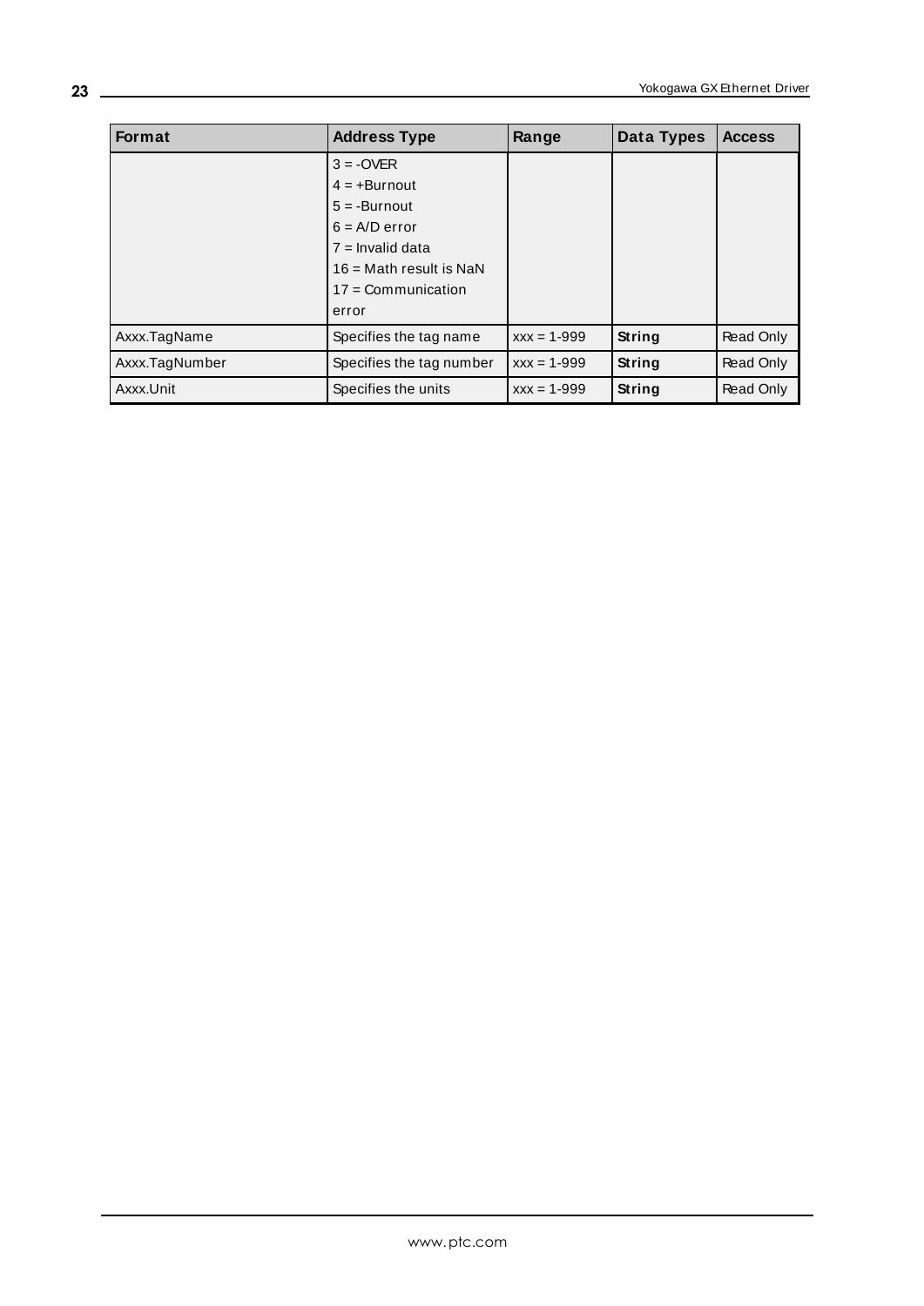| Format | Address Type | Range | Data Types | Access |
|---|---|---|---|---|
| | 3 = -OVER<br>4 = +Burnout<br>5 = -Burnout<br>6 = A/D error<br>7 = Invalid data<br>16 = Math result is NaN<br>17 = Communication error | | | |
| Axxx.TagName | Specifies the tag name | xxx = 1-999 | **String** | Read Only |
| Axxx.TagNumber | Specifies the tag number | xxx = 1-999 | **String** | Read Only |
| Axxx.Unit | Specifies the units | xxx = 1-999 | **String** | Read Only |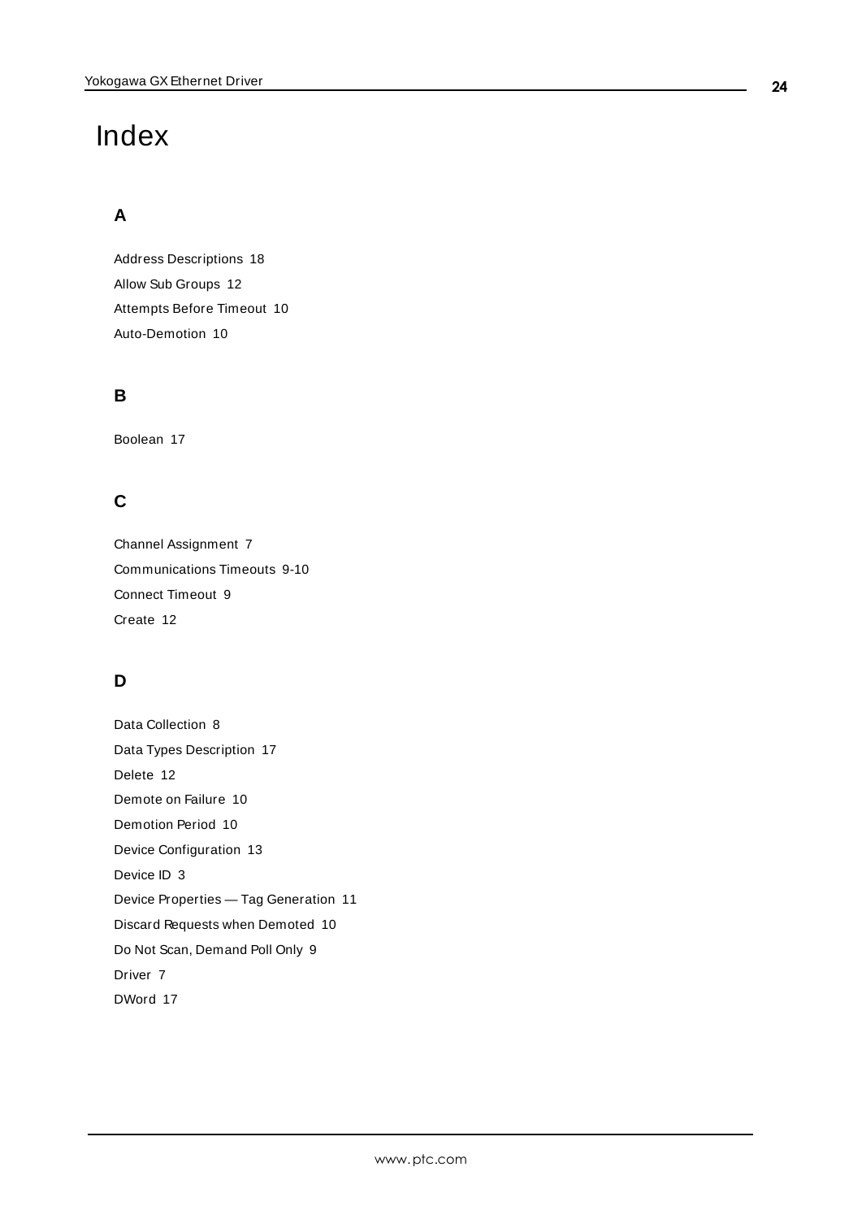# Index

## A

Address Descriptions 18

Allow Sub Groups 12

Attempts Before Timeout 10

Auto-Demotion 10

## B

Boolean 17

## C

Channel Assignment 7

Communications Timeouts 9-10

Connect Timeout 9

Create 12

## D

Data Collection 8

Data Types Description 17

Delete 12

Demote on Failure 10

Demotion Period 10

Device Configuration 13

Device ID 3

Device Properties — Tag Generation 11

Discard Requests when Demoted 10

Do Not Scan, Demand Poll Only 9

Driver 7

DWord 17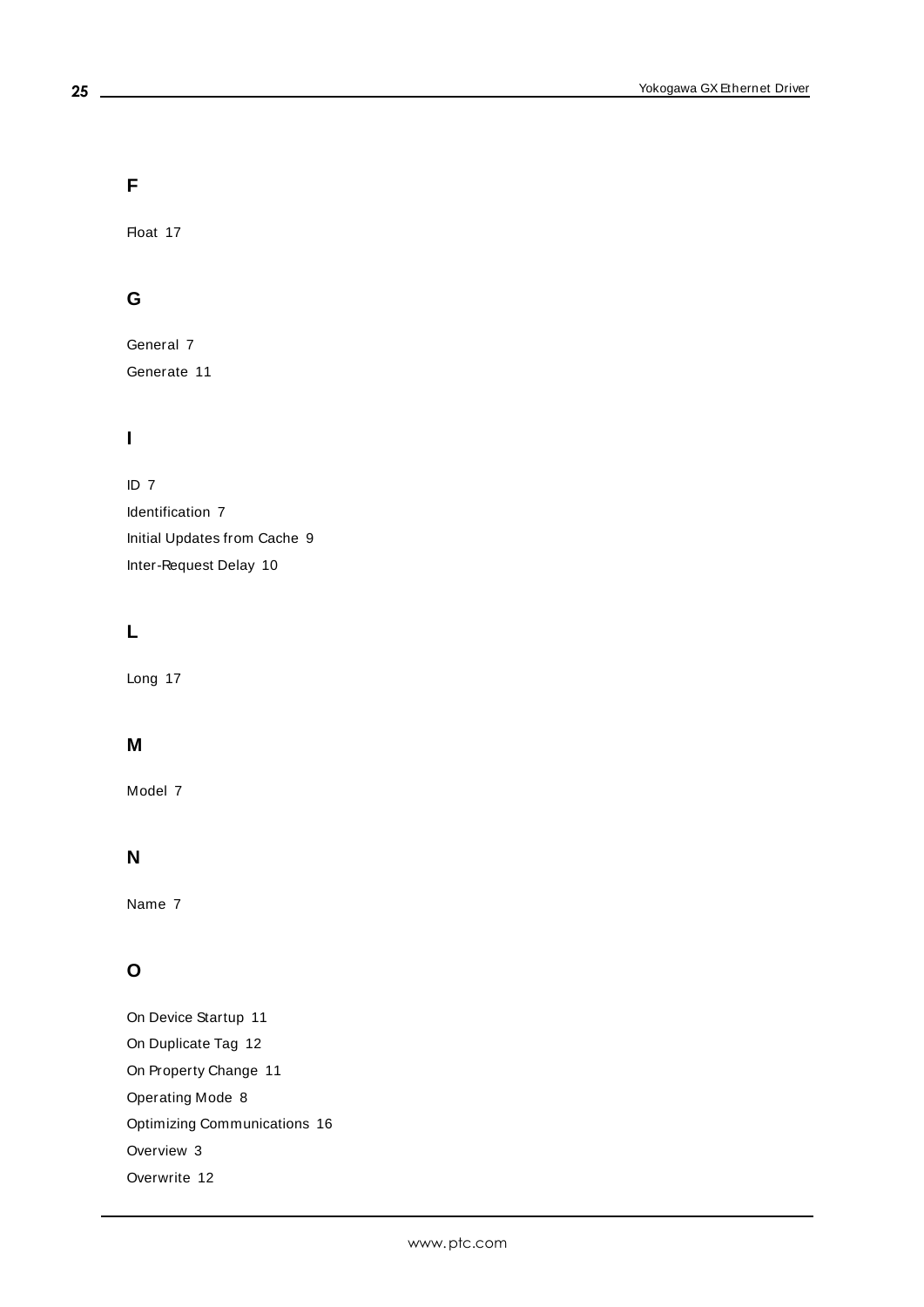## F

Float 17

## G

General 7

Generate 11

## I

ID 7

Identification 7

Initial Updates from Cache 9

Inter-Request Delay 10

## L

Long 17

## M

Model 7

## N

Name 7

## O

On Device Startup 11

On Duplicate Tag 12

On Property Change 11

Operating Mode 8

Optimizing Communications 16

Overview 3

Overwrite 12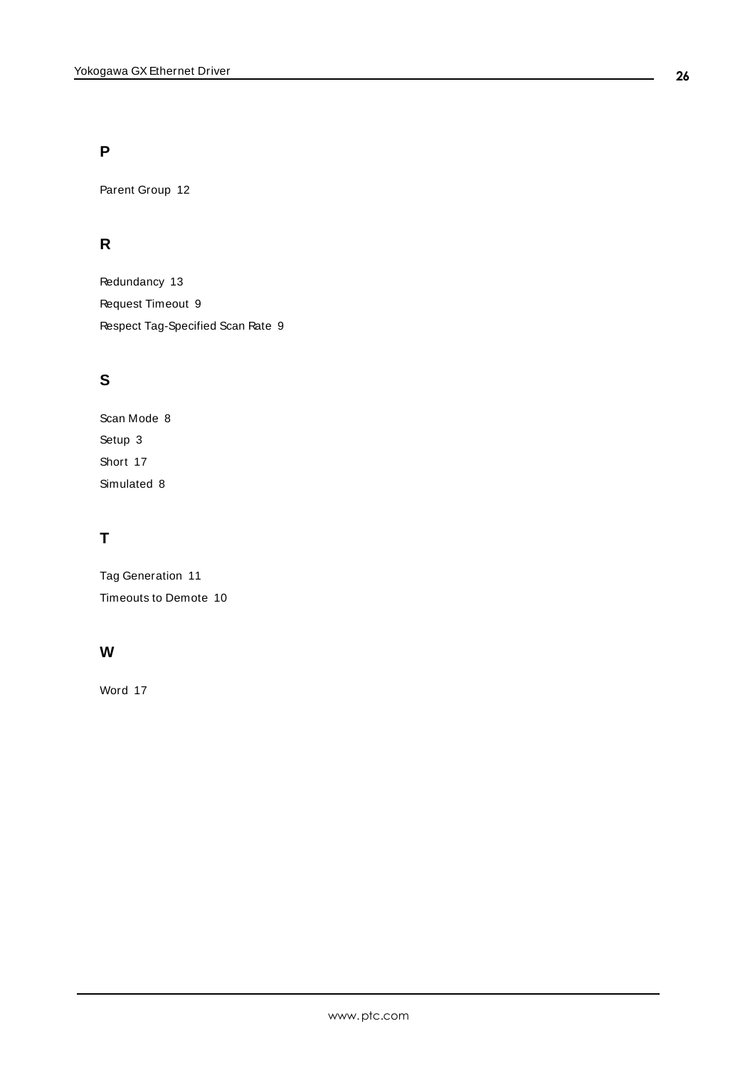## P

Parent Group 12

## R

Redundancy 13

Request Timeout 9

Respect Tag-Specified Scan Rate 9

## S

Scan Mode 8

Setup 3

Short 17

Simulated 8

## T

Tag Generation 11

Timeouts to Demote 10

## W

Word 17